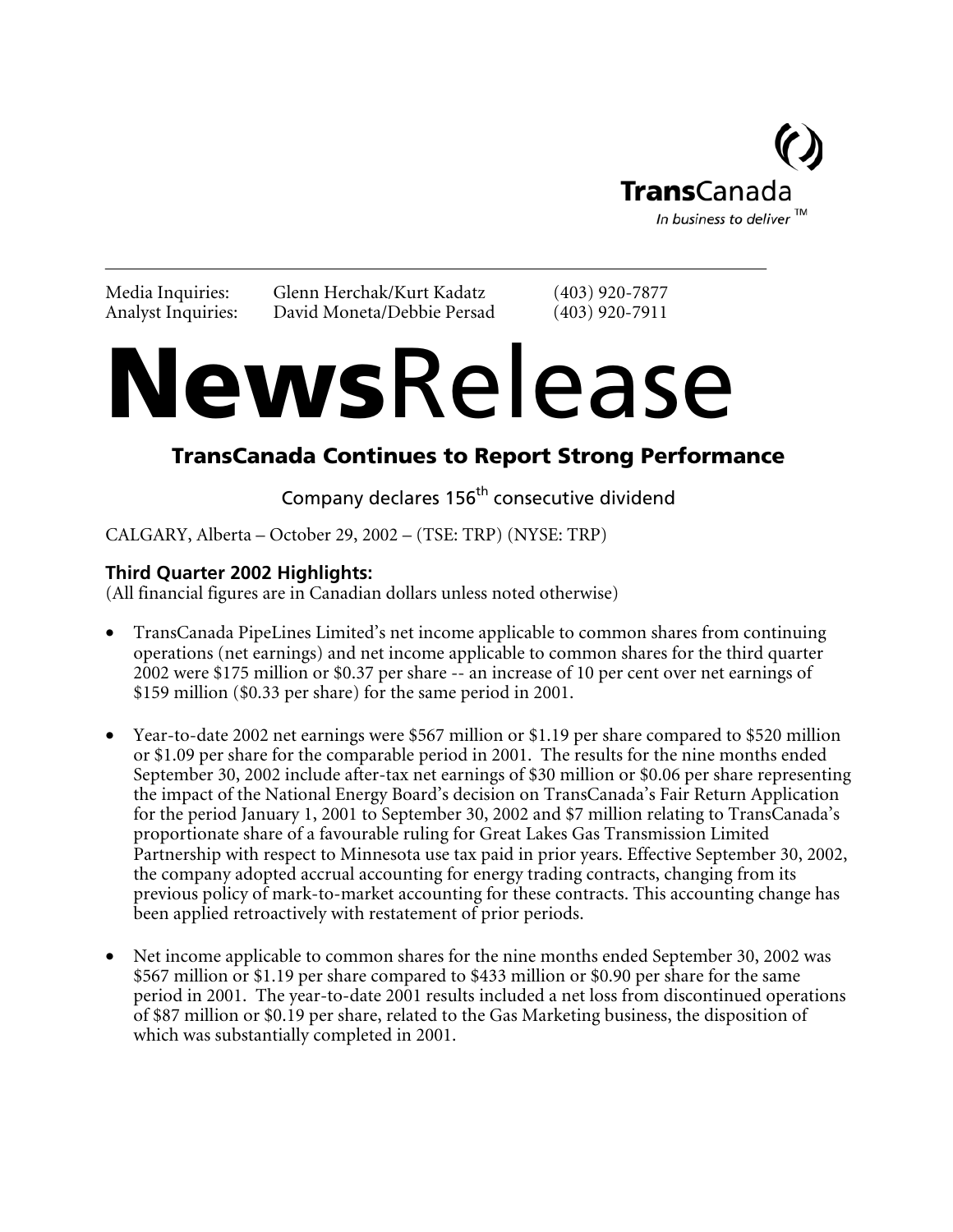TransCanada

*In business to deliver*™

---

Media Inquiries: Glenn Herchak/Kurt Kadatz (403) 920-7877
Analyst Inquiries: David Moneta/Debbie Persad (403) 920-7911

# **News**Release

## TransCanada Continues to Report Strong Performance

Company declares 156th consecutive dividend

CALGARY, Alberta – October 29, 2002 – (TSE: TRP) (NYSE: TRP)

### Third Quarter 2002 Highlights:

(All financial figures are in Canadian dollars unless noted otherwise)

- TransCanada PipeLines Limited's net income applicable to common shares from continuing operations (net earnings) and net income applicable to common shares for the third quarter 2002 were $175 million or $0.37 per share -- an increase of 10 per cent over net earnings of $159 million ($0.33 per share) for the same period in 2001.

- Year-to-date 2002 net earnings were $567 million or $1.19 per share compared to $520 million or $1.09 per share for the comparable period in 2001. The results for the nine months ended September 30, 2002 include after-tax net earnings of $30 million or $0.06 per share representing the impact of the National Energy Board's decision on TransCanada's Fair Return Application for the period January 1, 2001 to September 30, 2002 and $7 million relating to TransCanada's proportionate share of a favourable ruling for Great Lakes Gas Transmission Limited Partnership with respect to Minnesota use tax paid in prior years. Effective September 30, 2002, the company adopted accrual accounting for energy trading contracts, changing from its previous policy of mark-to-market accounting for these contracts. This accounting change has been applied retroactively with restatement of prior periods.

- Net income applicable to common shares for the nine months ended September 30, 2002 was $567 million or $1.19 per share compared to $433 million or $0.90 per share for the same period in 2001. The year-to-date 2001 results included a net loss from discontinued operations of $87 million or $0.19 per share, related to the Gas Marketing business, the disposition of which was substantially completed in 2001.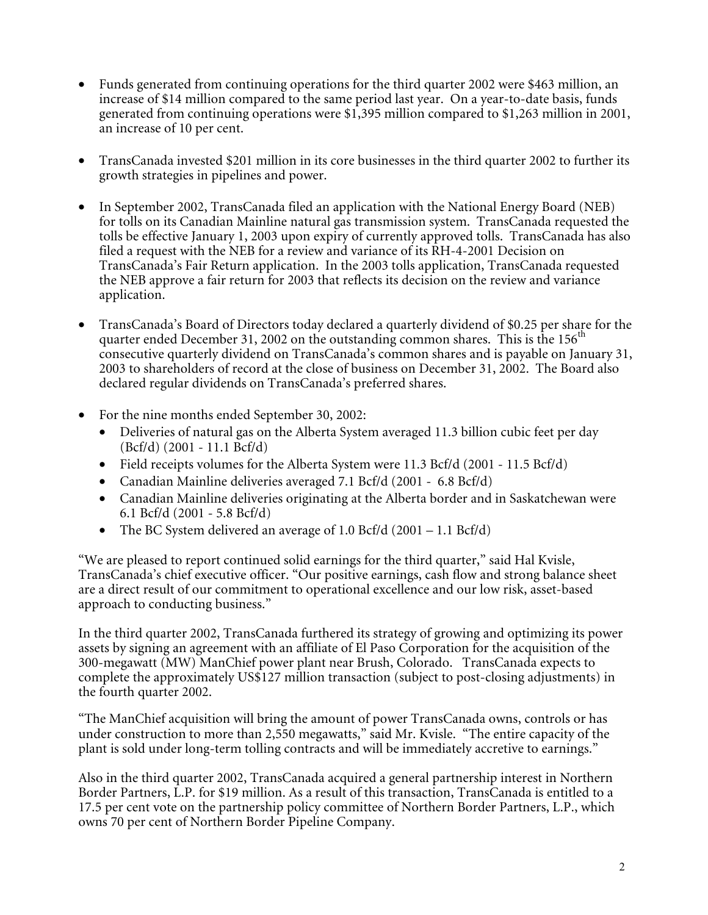- Funds generated from continuing operations for the third quarter 2002 were $463 million, an increase of $14 million compared to the same period last year. On a year-to-date basis, funds generated from continuing operations were $1,395 million compared to $1,263 million in 2001, an increase of 10 per cent.

- TransCanada invested $201 million in its core businesses in the third quarter 2002 to further its growth strategies in pipelines and power.

- In September 2002, TransCanada filed an application with the National Energy Board (NEB) for tolls on its Canadian Mainline natural gas transmission system. TransCanada requested the tolls be effective January 1, 2003 upon expiry of currently approved tolls. TransCanada has also filed a request with the NEB for a review and variance of its RH-4-2001 Decision on TransCanada's Fair Return application. In the 2003 tolls application, TransCanada requested the NEB approve a fair return for 2003 that reflects its decision on the review and variance application.

- TransCanada's Board of Directors today declared a quarterly dividend of $0.25 per share for the quarter ended December 31, 2002 on the outstanding common shares. This is the 156th consecutive quarterly dividend on TransCanada's common shares and is payable on January 31, 2003 to shareholders of record at the close of business on December 31, 2002. The Board also declared regular dividends on TransCanada's preferred shares.

- For the nine months ended September 30, 2002:
  - Deliveries of natural gas on the Alberta System averaged 11.3 billion cubic feet per day (Bcf/d) (2001 - 11.1 Bcf/d)
  - Field receipts volumes for the Alberta System were 11.3 Bcf/d (2001 - 11.5 Bcf/d)
  - Canadian Mainline deliveries averaged 7.1 Bcf/d (2001 - 6.8 Bcf/d)
  - Canadian Mainline deliveries originating at the Alberta border and in Saskatchewan were 6.1 Bcf/d (2001 - 5.8 Bcf/d)
  - The BC System delivered an average of 1.0 Bcf/d (2001 – 1.1 Bcf/d)

"We are pleased to report continued solid earnings for the third quarter," said Hal Kvisle, TransCanada's chief executive officer. "Our positive earnings, cash flow and strong balance sheet are a direct result of our commitment to operational excellence and our low risk, asset-based approach to conducting business."

In the third quarter 2002, TransCanada furthered its strategy of growing and optimizing its power assets by signing an agreement with an affiliate of El Paso Corporation for the acquisition of the 300-megawatt (MW) ManChief power plant near Brush, Colorado. TransCanada expects to complete the approximately US$127 million transaction (subject to post-closing adjustments) in the fourth quarter 2002.

"The ManChief acquisition will bring the amount of power TransCanada owns, controls or has under construction to more than 2,550 megawatts," said Mr. Kvisle. "The entire capacity of the plant is sold under long-term tolling contracts and will be immediately accretive to earnings."

Also in the third quarter 2002, TransCanada acquired a general partnership interest in Northern Border Partners, L.P. for $19 million. As a result of this transaction, TransCanada is entitled to a 17.5 per cent vote on the partnership policy committee of Northern Border Partners, L.P., which owns 70 per cent of Northern Border Pipeline Company.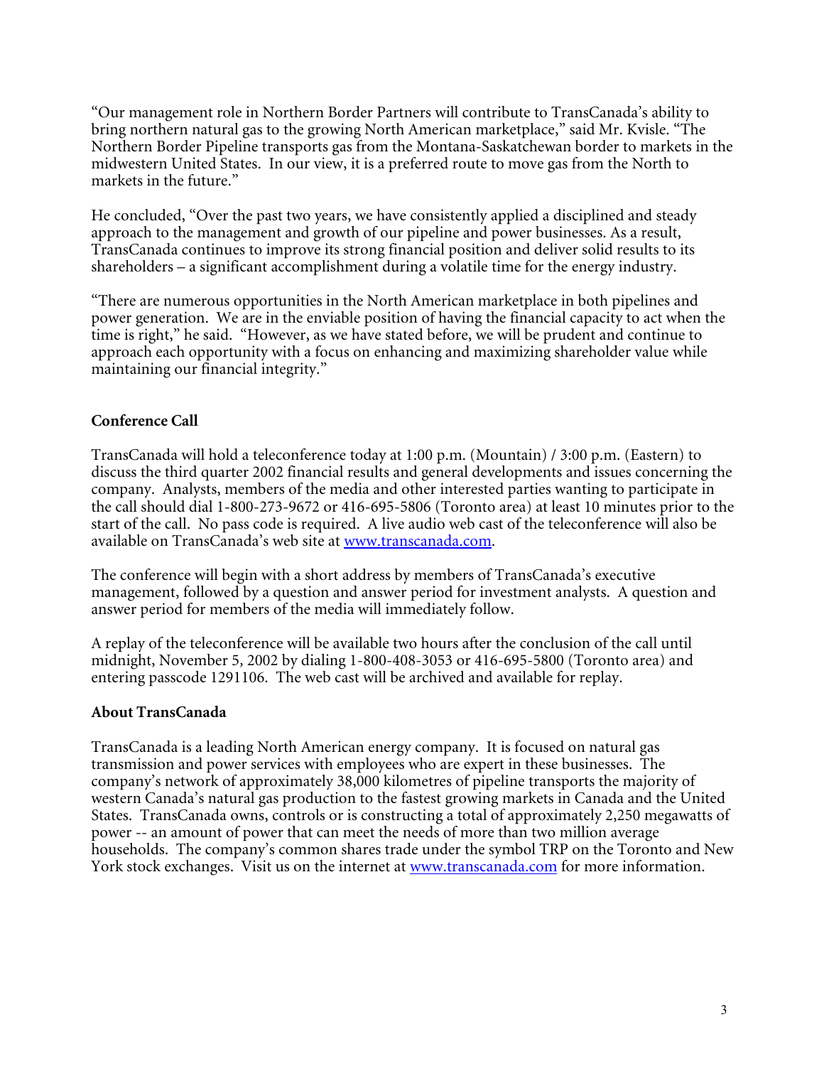"Our management role in Northern Border Partners will contribute to TransCanada's ability to bring northern natural gas to the growing North American marketplace," said Mr. Kvisle. "The Northern Border Pipeline transports gas from the Montana-Saskatchewan border to markets in the midwestern United States. In our view, it is a preferred route to move gas from the North to markets in the future."

He concluded, "Over the past two years, we have consistently applied a disciplined and steady approach to the management and growth of our pipeline and power businesses. As a result, TransCanada continues to improve its strong financial position and deliver solid results to its shareholders – a significant accomplishment during a volatile time for the energy industry.

"There are numerous opportunities in the North American marketplace in both pipelines and power generation. We are in the enviable position of having the financial capacity to act when the time is right," he said. "However, as we have stated before, we will be prudent and continue to approach each opportunity with a focus on enhancing and maximizing shareholder value while maintaining our financial integrity."

**Conference Call**

TransCanada will hold a teleconference today at 1:00 p.m. (Mountain) / 3:00 p.m. (Eastern) to discuss the third quarter 2002 financial results and general developments and issues concerning the company. Analysts, members of the media and other interested parties wanting to participate in the call should dial 1-800-273-9672 or 416-695-5806 (Toronto area) at least 10 minutes prior to the start of the call. No pass code is required. A live audio web cast of the teleconference will also be available on TransCanada's web site at www.transcanada.com.

The conference will begin with a short address by members of TransCanada's executive management, followed by a question and answer period for investment analysts. A question and answer period for members of the media will immediately follow.

A replay of the teleconference will be available two hours after the conclusion of the call until midnight, November 5, 2002 by dialing 1-800-408-3053 or 416-695-5800 (Toronto area) and entering passcode 1291106. The web cast will be archived and available for replay.

**About TransCanada**

TransCanada is a leading North American energy company. It is focused on natural gas transmission and power services with employees who are expert in these businesses. The company's network of approximately 38,000 kilometres of pipeline transports the majority of western Canada's natural gas production to the fastest growing markets in Canada and the United States. TransCanada owns, controls or is constructing a total of approximately 2,250 megawatts of power -- an amount of power that can meet the needs of more than two million average households. The company's common shares trade under the symbol TRP on the Toronto and New York stock exchanges. Visit us on the internet at www.transcanada.com for more information.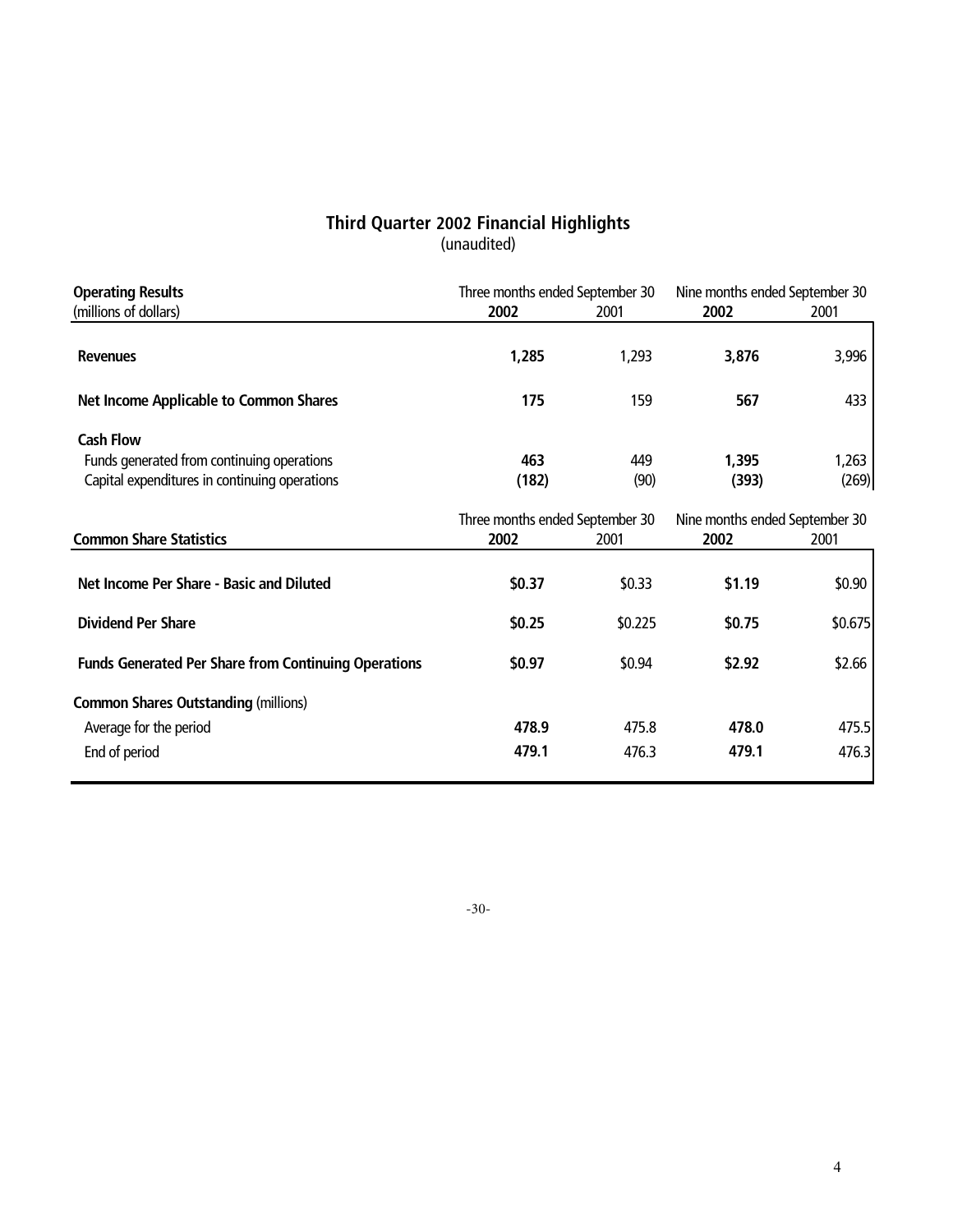## Third Quarter 2002 Financial Highlights

(unaudited)

| **Operating Results** (millions of dollars) | Three months ended September 30 | | Nine months ended September 30 | |
|---|---|---|---|---|
| | **2002** | 2001 | **2002** | 2001 |
| **Revenues** | **1,285** | 1,293 | **3,876** | 3,996 |
| **Net Income Applicable to Common Shares** | **175** | 159 | **567** | 433 |
| **Cash Flow** | | | | |
| Funds generated from continuing operations | **463** | 449 | **1,395** | 1,263 |
| Capital expenditures in continuing operations | **(182)** | (90) | **(393)** | (269) |

| **Common Share Statistics** | Three months ended September 30 | | Nine months ended September 30 | |
|---|---|---|---|---|
| | **2002** | 2001 | **2002** | 2001 |
| **Net Income Per Share - Basic and Diluted** | **$0.37** | $0.33 | **$1.19** | $0.90 |
| **Dividend Per Share** | **$0.25** | $0.225 | **$0.75** | $0.675 |
| **Funds Generated Per Share from Continuing Operations** | **$0.97** | $0.94 | **$2.92** | $2.66 |
| **Common Shares Outstanding** (millions) | | | | |
| Average for the period | **478.9** | 475.8 | **478.0** | 475.5 |
| End of period | **479.1** | 476.3 | **479.1** | 476.3 |

-30-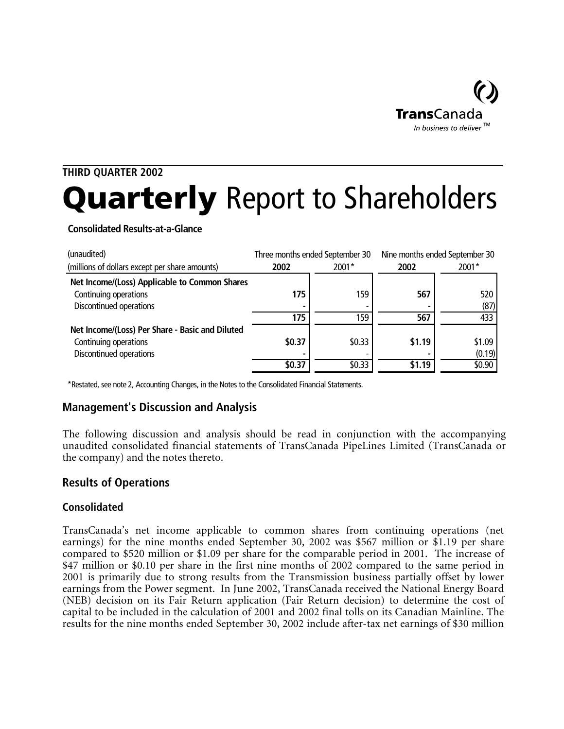TransCanada
*In business to deliver™*

**THIRD QUARTER 2002**

# **Quarterly** Report to Shareholders

**Consolidated Results-at-a-Glance**

| (unaudited) | Three months ended September 30 | | Nine months ended September 30 | |
|---|---|---|---|---|
| (millions of dollars except per share amounts) | **2002** | 2001* | **2002** | 2001* |
| **Net Income/(Loss) Applicable to Common Shares** | | | | |
| Continuing operations | **175** | 159 | **567** | 520 |
| Discontinued operations | **-** | - | **-** | (87) |
| | **175** | 159 | **567** | 433 |
| **Net Income/(Loss) Per Share - Basic and Diluted** | | | | |
| Continuing operations | **$0.37** | $0.33 | **$1.19** | $1.09 |
| Discontinued operations | **-** | - | **-** | (0.19) |
| | **$0.37** | $0.33 | **$1.19** | $0.90 |

*Restated, see note 2, Accounting Changes, in the Notes to the Consolidated Financial Statements.

## Management's Discussion and Analysis

The following discussion and analysis should be read in conjunction with the accompanying unaudited consolidated financial statements of TransCanada PipeLines Limited (TransCanada or the company) and the notes thereto.

## Results of Operations

### Consolidated

TransCanada's net income applicable to common shares from continuing operations (net earnings) for the nine months ended September 30, 2002 was $567 million or $1.19 per share compared to $520 million or $1.09 per share for the comparable period in 2001. The increase of $47 million or $0.10 per share in the first nine months of 2002 compared to the same period in 2001 is primarily due to strong results from the Transmission business partially offset by lower earnings from the Power segment. In June 2002, TransCanada received the National Energy Board (NEB) decision on its Fair Return application (Fair Return decision) to determine the cost of capital to be included in the calculation of 2001 and 2002 final tolls on its Canadian Mainline. The results for the nine months ended September 30, 2002 include after-tax net earnings of $30 million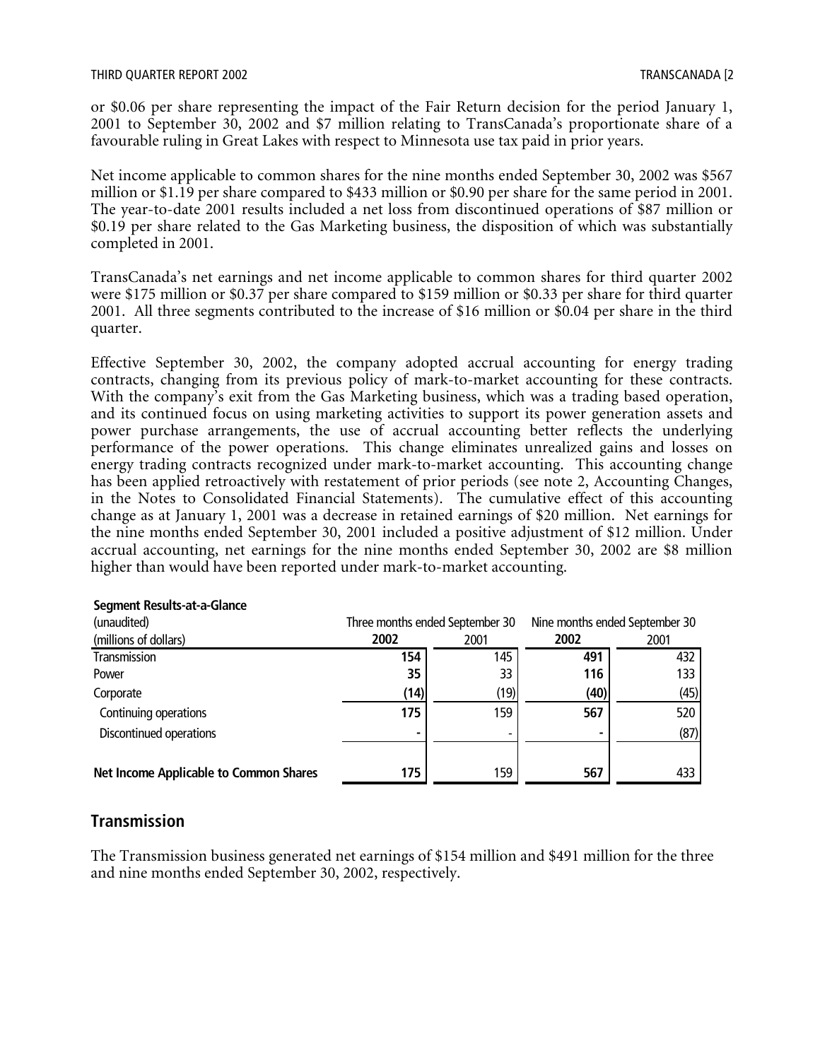or $0.06 per share representing the impact of the Fair Return decision for the period January 1, 2001 to September 30, 2002 and $7 million relating to TransCanada's proportionate share of a favourable ruling in Great Lakes with respect to Minnesota use tax paid in prior years.

Net income applicable to common shares for the nine months ended September 30, 2002 was $567 million or $1.19 per share compared to $433 million or $0.90 per share for the same period in 2001. The year-to-date 2001 results included a net loss from discontinued operations of $87 million or $0.19 per share related to the Gas Marketing business, the disposition of which was substantially completed in 2001.

TransCanada's net earnings and net income applicable to common shares for third quarter 2002 were $175 million or $0.37 per share compared to $159 million or $0.33 per share for third quarter 2001. All three segments contributed to the increase of $16 million or $0.04 per share in the third quarter.

Effective September 30, 2002, the company adopted accrual accounting for energy trading contracts, changing from its previous policy of mark-to-market accounting for these contracts. With the company's exit from the Gas Marketing business, which was a trading based operation, and its continued focus on using marketing activities to support its power generation assets and power purchase arrangements, the use of accrual accounting better reflects the underlying performance of the power operations. This change eliminates unrealized gains and losses on energy trading contracts recognized under mark-to-market accounting. This accounting change has been applied retroactively with restatement of prior periods (see note 2, Accounting Changes, in the Notes to Consolidated Financial Statements). The cumulative effect of this accounting change as at January 1, 2001 was a decrease in retained earnings of $20 million. Net earnings for the nine months ended September 30, 2001 included a positive adjustment of $12 million. Under accrual accounting, net earnings for the nine months ended September 30, 2002 are $8 million higher than would have been reported under mark-to-market accounting.

**Segment Results-at-a-Glance**

| (unaudited) | Three months ended September 30 | | Nine months ended September 30 | |
|---|---|---|---|---|
| (millions of dollars) | **2002** | 2001 | **2002** | 2001 |
| Transmission | **154** | 145 | **491** | 432 |
| Power | **35** | 33 | **116** | 133 |
| Corporate | **(14)** | (19) | **(40)** | (45) |
| Continuing operations | **175** | 159 | **567** | 520 |
| Discontinued operations | **-** | - | **-** | (87) |
| **Net Income Applicable to Common Shares** | **175** | 159 | **567** | 433 |

## Transmission

The Transmission business generated net earnings of $154 million and $491 million for the three and nine months ended September 30, 2002, respectively.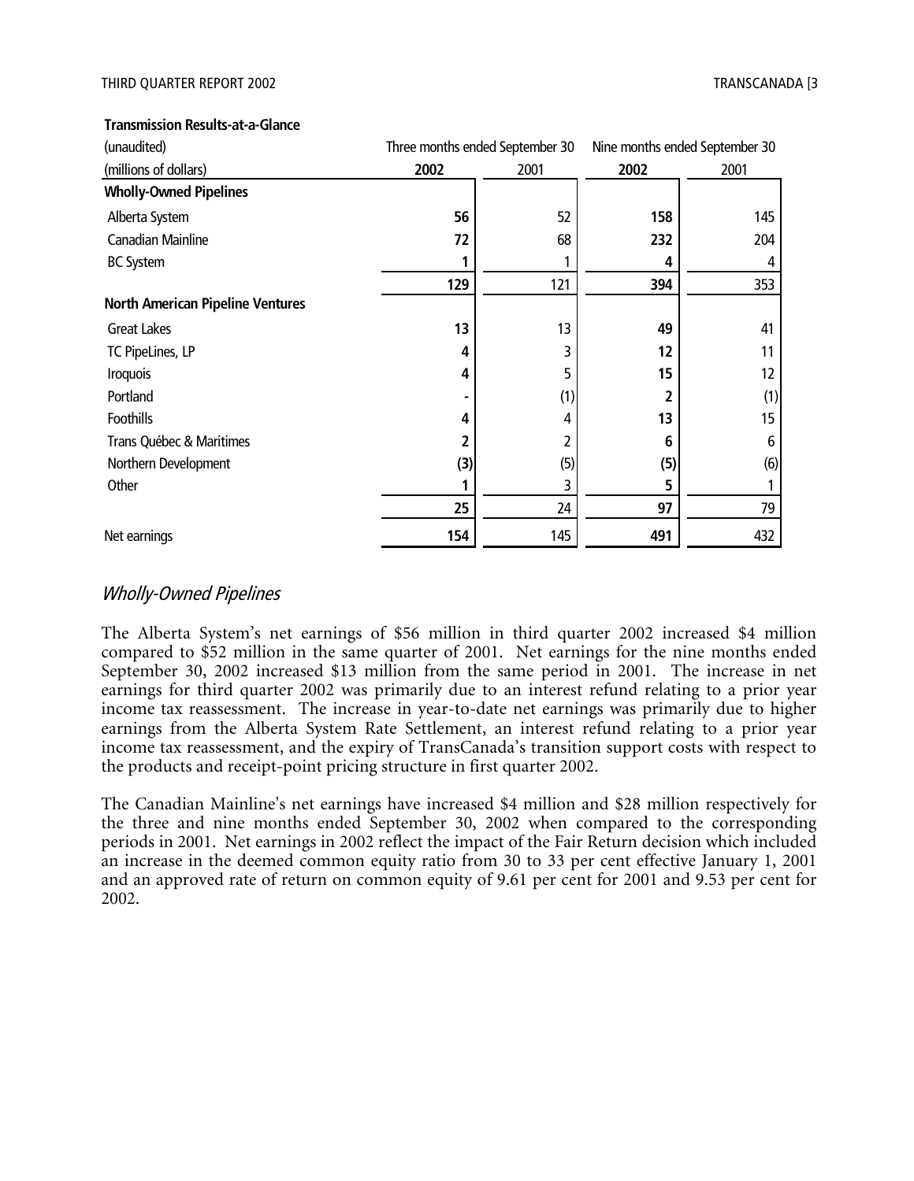**Transmission Results-at-a-Glance**

| (unaudited) | Three months ended September 30 | | Nine months ended September 30 | |
|---|---|---|---|---|
| (millions of dollars) | **2002** | 2001 | **2002** | 2001 |
| **Wholly-Owned Pipelines** | | | | |
| Alberta System | **56** | 52 | **158** | 145 |
| Canadian Mainline | **72** | 68 | **232** | 204 |
| BC System | **1** | 1 | **4** | 4 |
| | **129** | 121 | **394** | 353 |
| **North American Pipeline Ventures** | | | | |
| Great Lakes | **13** | 13 | **49** | 41 |
| TC PipeLines, LP | **4** | 3 | **12** | 11 |
| Iroquois | **4** | 5 | **15** | 12 |
| Portland | **-** | (1) | **2** | (1) |
| Foothills | **4** | 4 | **13** | 15 |
| Trans Québec & Maritimes | **2** | 2 | **6** | 6 |
| Northern Development | **(3)** | (5) | **(5)** | (6) |
| Other | **1** | 3 | **5** | 1 |
| | **25** | 24 | **97** | 79 |
| Net earnings | **154** | 145 | **491** | 432 |

## *Wholly-Owned Pipelines*

The Alberta System's net earnings of $56 million in third quarter 2002 increased $4 million compared to $52 million in the same quarter of 2001. Net earnings for the nine months ended September 30, 2002 increased $13 million from the same period in 2001. The increase in net earnings for third quarter 2002 was primarily due to an interest refund relating to a prior year income tax reassessment. The increase in year-to-date net earnings was primarily due to higher earnings from the Alberta System Rate Settlement, an interest refund relating to a prior year income tax reassessment, and the expiry of TransCanada's transition support costs with respect to the products and receipt-point pricing structure in first quarter 2002.

The Canadian Mainline's net earnings have increased $4 million and $28 million respectively for the three and nine months ended September 30, 2002 when compared to the corresponding periods in 2001. Net earnings in 2002 reflect the impact of the Fair Return decision which included an increase in the deemed common equity ratio from 30 to 33 per cent effective January 1, 2001 and an approved rate of return on common equity of 9.61 per cent for 2001 and 9.53 per cent for 2002.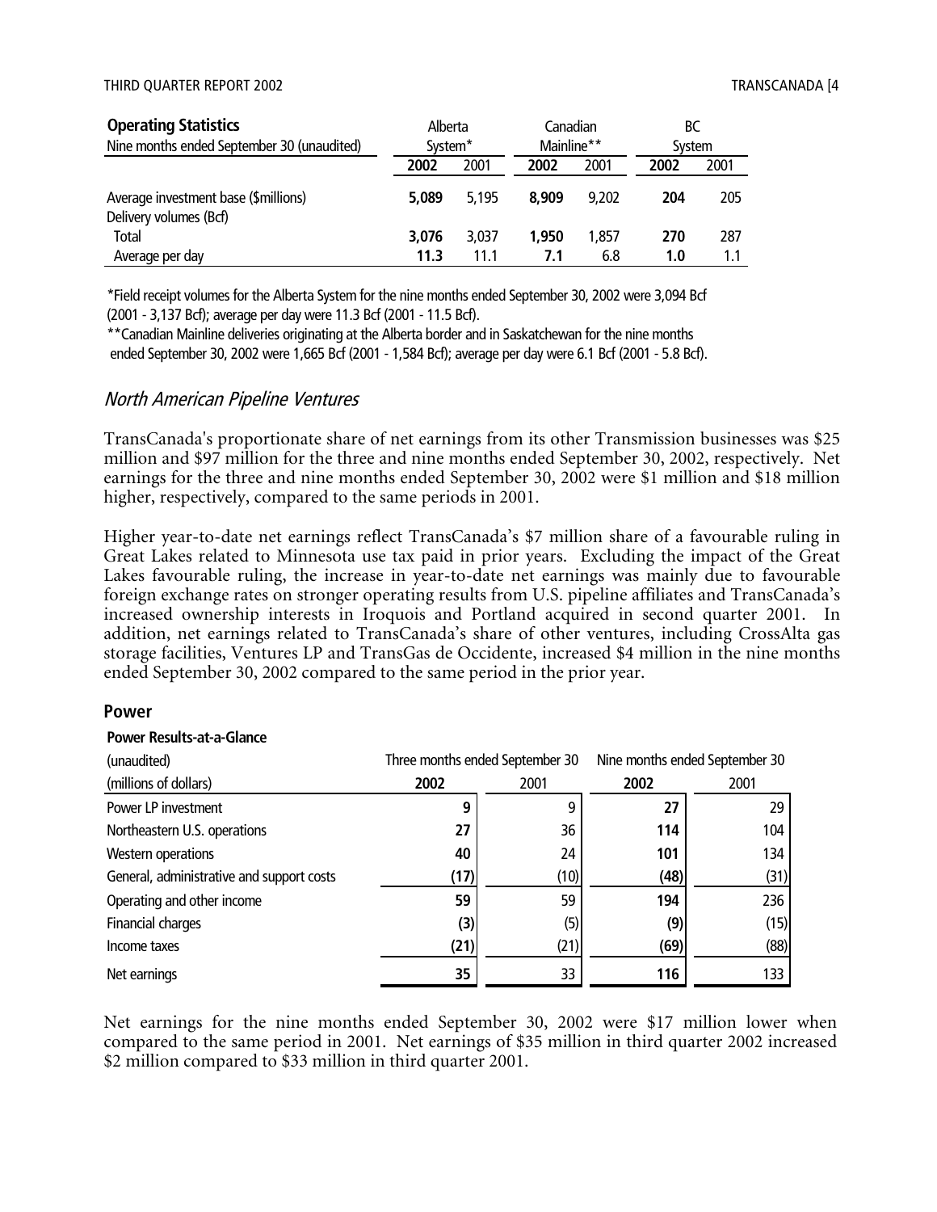| **Operating Statistics** | Alberta System* | | Canadian Mainline** | | BC System | |
|---|---|---|---|---|---|---|
| Nine months ended September 30 (unaudited) | **2002** | 2001 | **2002** | 2001 | **2002** | 2001 |
| Average investment base ($millions) | **5,089** | 5,195 | **8,909** | 9,202 | **204** | 205 |
| Delivery volumes (Bcf) | | | | | | |
| Total | **3,076** | 3,037 | **1,950** | 1,857 | **270** | 287 |
| Average per day | **11.3** | 11.1 | **7.1** | 6.8 | **1.0** | 1.1 |

*Field receipt volumes for the Alberta System for the nine months ended September 30, 2002 were 3,094 Bcf (2001 - 3,137 Bcf); average per day were 11.3 Bcf (2001 - 11.5 Bcf).

**Canadian Mainline deliveries originating at the Alberta border and in Saskatchewan for the nine months ended September 30, 2002 were 1,665 Bcf (2001 - 1,584 Bcf); average per day were 6.1 Bcf (2001 - 5.8 Bcf).

## *North American Pipeline Ventures*

TransCanada's proportionate share of net earnings from its other Transmission businesses was $25 million and $97 million for the three and nine months ended September 30, 2002, respectively. Net earnings for the three and nine months ended September 30, 2002 were $1 million and $18 million higher, respectively, compared to the same periods in 2001.

Higher year-to-date net earnings reflect TransCanada's $7 million share of a favourable ruling in Great Lakes related to Minnesota use tax paid in prior years. Excluding the impact of the Great Lakes favourable ruling, the increase in year-to-date net earnings was mainly due to favourable foreign exchange rates on stronger operating results from U.S. pipeline affiliates and TransCanada's increased ownership interests in Iroquois and Portland acquired in second quarter 2001. In addition, net earnings related to TransCanada's share of other ventures, including CrossAlta gas storage facilities, Ventures LP and TransGas de Occidente, increased $4 million in the nine months ended September 30, 2002 compared to the same period in the prior year.

## Power

**Power Results-at-a-Glance**

| (unaudited) | Three months ended September 30 | | Nine months ended September 30 | |
|---|---|---|---|---|
| (millions of dollars) | **2002** | 2001 | **2002** | 2001 |
| Power LP investment | **9** | 9 | **27** | 29 |
| Northeastern U.S. operations | **27** | 36 | **114** | 104 |
| Western operations | **40** | 24 | **101** | 134 |
| General, administrative and support costs | **(17)** | (10) | **(48)** | (31) |
| Operating and other income | **59** | 59 | **194** | 236 |
| Financial charges | **(3)** | (5) | **(9)** | (15) |
| Income taxes | **(21)** | (21) | **(69)** | (88) |
| Net earnings | **35** | 33 | **116** | 133 |

Net earnings for the nine months ended September 30, 2002 were $17 million lower when compared to the same period in 2001. Net earnings of $35 million in third quarter 2002 increased $2 million compared to $33 million in third quarter 2001.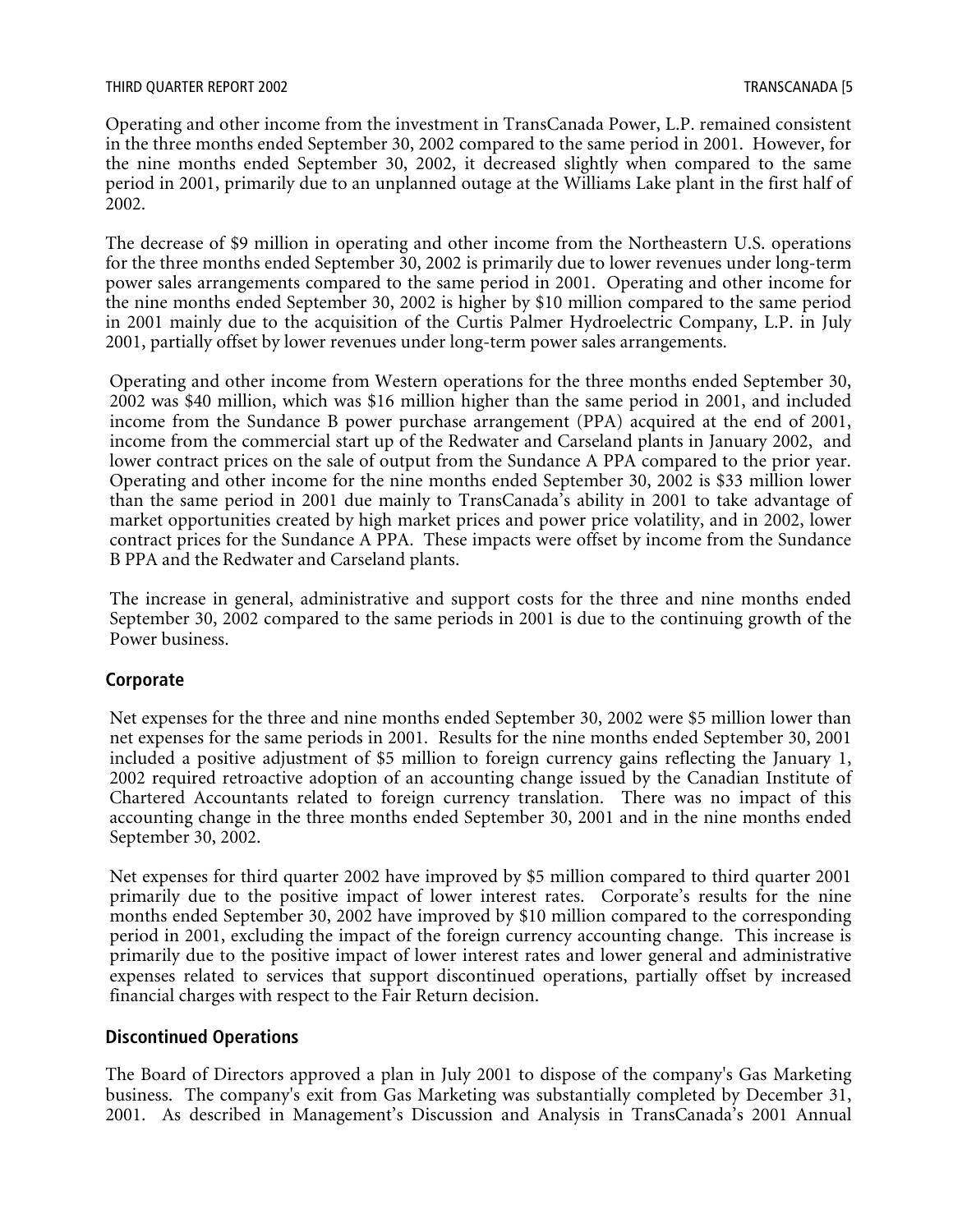Operating and other income from the investment in TransCanada Power, L.P. remained consistent in the three months ended September 30, 2002 compared to the same period in 2001. However, for the nine months ended September 30, 2002, it decreased slightly when compared to the same period in 2001, primarily due to an unplanned outage at the Williams Lake plant in the first half of 2002.

The decrease of $9 million in operating and other income from the Northeastern U.S. operations for the three months ended September 30, 2002 is primarily due to lower revenues under long-term power sales arrangements compared to the same period in 2001. Operating and other income for the nine months ended September 30, 2002 is higher by $10 million compared to the same period in 2001 mainly due to the acquisition of the Curtis Palmer Hydroelectric Company, L.P. in July 2001, partially offset by lower revenues under long-term power sales arrangements.

Operating and other income from Western operations for the three months ended September 30, 2002 was $40 million, which was $16 million higher than the same period in 2001, and included income from the Sundance B power purchase arrangement (PPA) acquired at the end of 2001, income from the commercial start up of the Redwater and Carseland plants in January 2002, and lower contract prices on the sale of output from the Sundance A PPA compared to the prior year. Operating and other income for the nine months ended September 30, 2002 is $33 million lower than the same period in 2001 due mainly to TransCanada's ability in 2001 to take advantage of market opportunities created by high market prices and power price volatility, and in 2002, lower contract prices for the Sundance A PPA. These impacts were offset by income from the Sundance B PPA and the Redwater and Carseland plants.

The increase in general, administrative and support costs for the three and nine months ended September 30, 2002 compared to the same periods in 2001 is due to the continuing growth of the Power business.

## Corporate

Net expenses for the three and nine months ended September 30, 2002 were $5 million lower than net expenses for the same periods in 2001. Results for the nine months ended September 30, 2001 included a positive adjustment of $5 million to foreign currency gains reflecting the January 1, 2002 required retroactive adoption of an accounting change issued by the Canadian Institute of Chartered Accountants related to foreign currency translation. There was no impact of this accounting change in the three months ended September 30, 2001 and in the nine months ended September 30, 2002.

Net expenses for third quarter 2002 have improved by $5 million compared to third quarter 2001 primarily due to the positive impact of lower interest rates. Corporate's results for the nine months ended September 30, 2002 have improved by $10 million compared to the corresponding period in 2001, excluding the impact of the foreign currency accounting change. This increase is primarily due to the positive impact of lower interest rates and lower general and administrative expenses related to services that support discontinued operations, partially offset by increased financial charges with respect to the Fair Return decision.

## Discontinued Operations

The Board of Directors approved a plan in July 2001 to dispose of the company's Gas Marketing business. The company's exit from Gas Marketing was substantially completed by December 31, 2001. As described in Management's Discussion and Analysis in TransCanada's 2001 Annual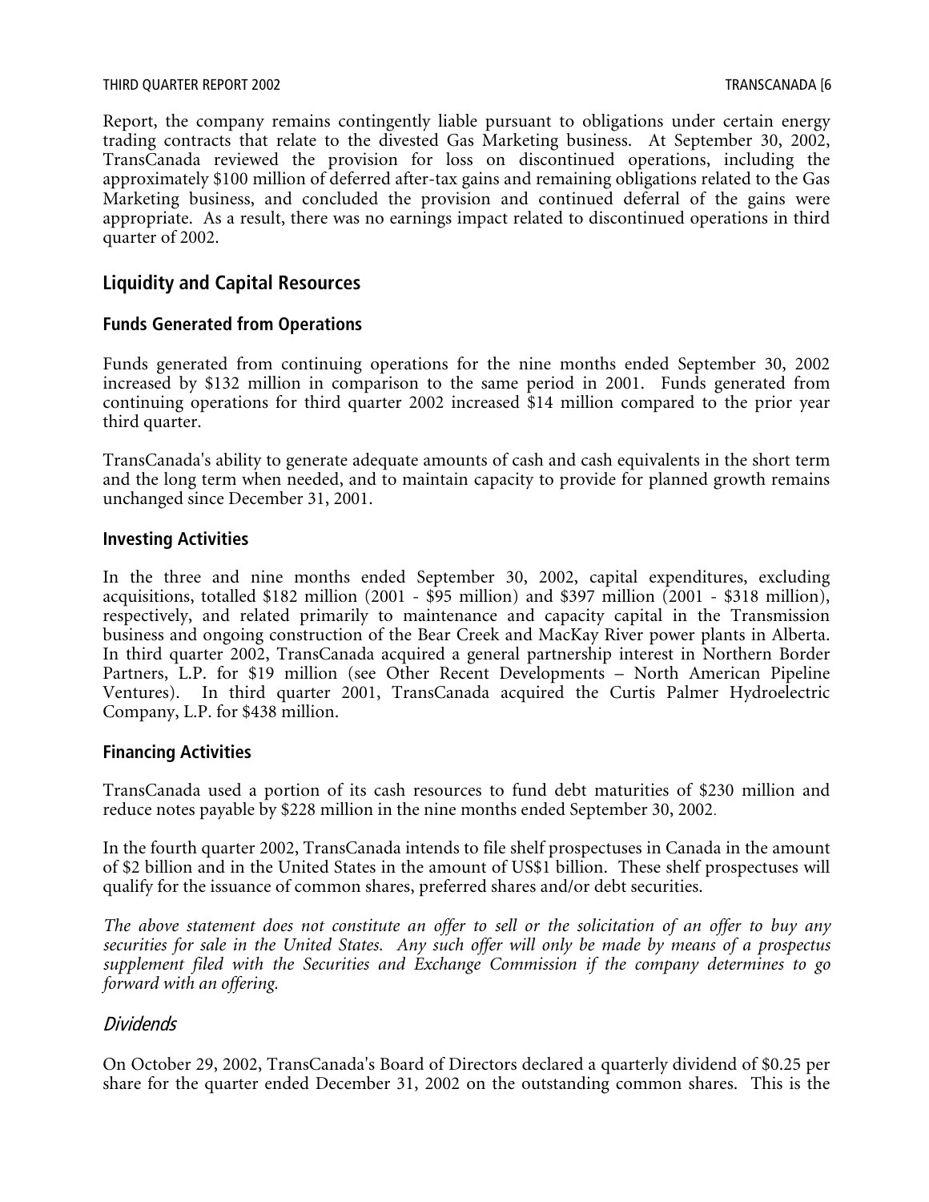Report, the company remains contingently liable pursuant to obligations under certain energy trading contracts that relate to the divested Gas Marketing business. At September 30, 2002, TransCanada reviewed the provision for loss on discontinued operations, including the approximately $100 million of deferred after-tax gains and remaining obligations related to the Gas Marketing business, and concluded the provision and continued deferral of the gains were appropriate. As a result, there was no earnings impact related to discontinued operations in third quarter of 2002.

## Liquidity and Capital Resources

### Funds Generated from Operations

Funds generated from continuing operations for the nine months ended September 30, 2002 increased by $132 million in comparison to the same period in 2001. Funds generated from continuing operations for third quarter 2002 increased $14 million compared to the prior year third quarter.

TransCanada's ability to generate adequate amounts of cash and cash equivalents in the short term and the long term when needed, and to maintain capacity to provide for planned growth remains unchanged since December 31, 2001.

### Investing Activities

In the three and nine months ended September 30, 2002, capital expenditures, excluding acquisitions, totalled $182 million (2001 - $95 million) and $397 million (2001 - $318 million), respectively, and related primarily to maintenance and capacity capital in the Transmission business and ongoing construction of the Bear Creek and MacKay River power plants in Alberta. In third quarter 2002, TransCanada acquired a general partnership interest in Northern Border Partners, L.P. for $19 million (see Other Recent Developments – North American Pipeline Ventures). In third quarter 2001, TransCanada acquired the Curtis Palmer Hydroelectric Company, L.P. for $438 million.

### Financing Activities

TransCanada used a portion of its cash resources to fund debt maturities of $230 million and reduce notes payable by $228 million in the nine months ended September 30, 2002.

In the fourth quarter 2002, TransCanada intends to file shelf prospectuses in Canada in the amount of $2 billion and in the United States in the amount of US$1 billion. These shelf prospectuses will qualify for the issuance of common shares, preferred shares and/or debt securities.

*The above statement does not constitute an offer to sell or the solicitation of an offer to buy any securities for sale in the United States. Any such offer will only be made by means of a prospectus supplement filed with the Securities and Exchange Commission if the company determines to go forward with an offering.*

### *Dividends*

On October 29, 2002, TransCanada's Board of Directors declared a quarterly dividend of $0.25 per share for the quarter ended December 31, 2002 on the outstanding common shares. This is the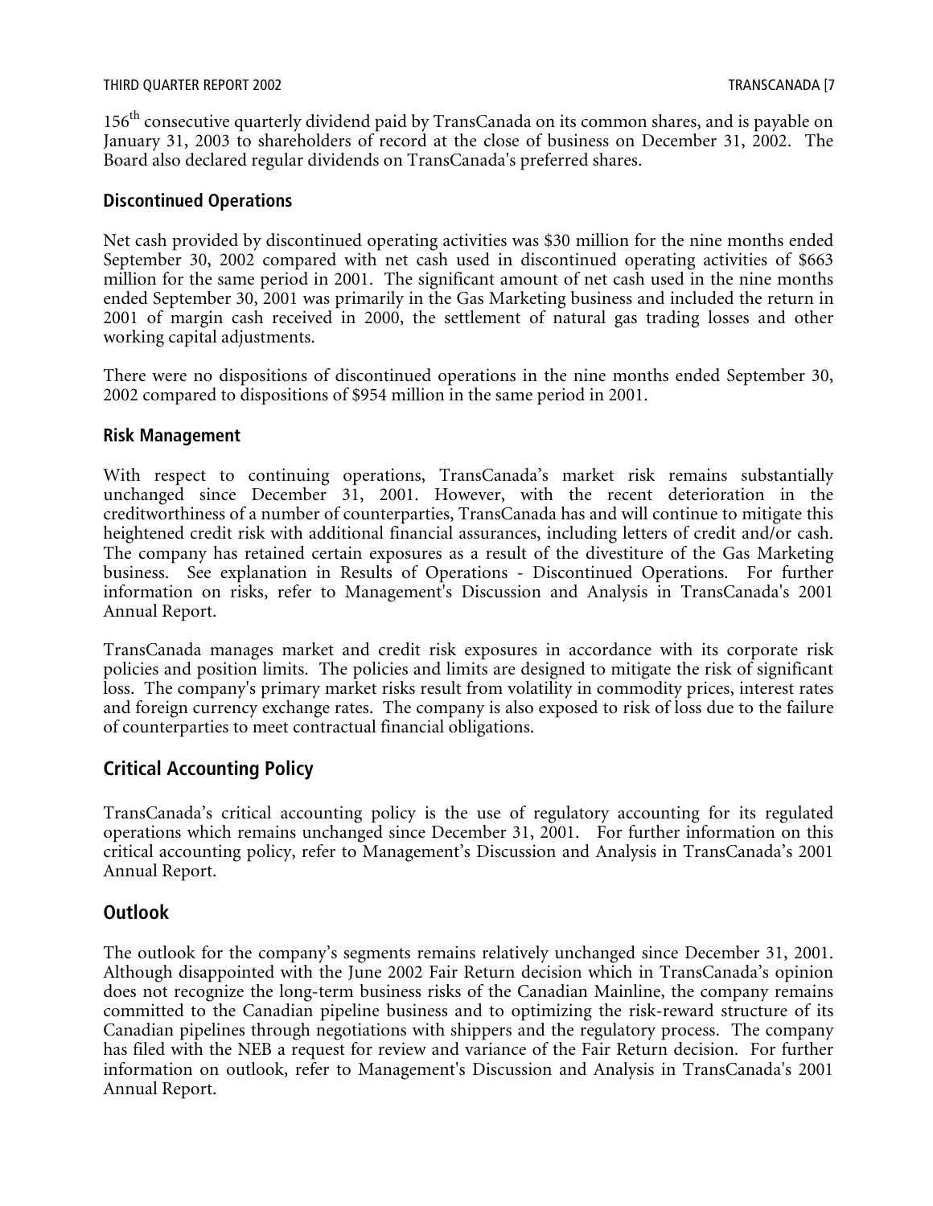156th consecutive quarterly dividend paid by TransCanada on its common shares, and is payable on January 31, 2003 to shareholders of record at the close of business on December 31, 2002. The Board also declared regular dividends on TransCanada's preferred shares.

### Discontinued Operations

Net cash provided by discontinued operating activities was $30 million for the nine months ended September 30, 2002 compared with net cash used in discontinued operating activities of $663 million for the same period in 2001. The significant amount of net cash used in the nine months ended September 30, 2001 was primarily in the Gas Marketing business and included the return in 2001 of margin cash received in 2000, the settlement of natural gas trading losses and other working capital adjustments.

There were no dispositions of discontinued operations in the nine months ended September 30, 2002 compared to dispositions of $954 million in the same period in 2001.

### Risk Management

With respect to continuing operations, TransCanada's market risk remains substantially unchanged since December 31, 2001. However, with the recent deterioration in the creditworthiness of a number of counterparties, TransCanada has and will continue to mitigate this heightened credit risk with additional financial assurances, including letters of credit and/or cash. The company has retained certain exposures as a result of the divestiture of the Gas Marketing business. See explanation in Results of Operations - Discontinued Operations. For further information on risks, refer to Management's Discussion and Analysis in TransCanada's 2001 Annual Report.

TransCanada manages market and credit risk exposures in accordance with its corporate risk policies and position limits. The policies and limits are designed to mitigate the risk of significant loss. The company's primary market risks result from volatility in commodity prices, interest rates and foreign currency exchange rates. The company is also exposed to risk of loss due to the failure of counterparties to meet contractual financial obligations.

## Critical Accounting Policy

TransCanada's critical accounting policy is the use of regulatory accounting for its regulated operations which remains unchanged since December 31, 2001. For further information on this critical accounting policy, refer to Management's Discussion and Analysis in TransCanada's 2001 Annual Report.

## Outlook

The outlook for the company's segments remains relatively unchanged since December 31, 2001. Although disappointed with the June 2002 Fair Return decision which in TransCanada's opinion does not recognize the long-term business risks of the Canadian Mainline, the company remains committed to the Canadian pipeline business and to optimizing the risk-reward structure of its Canadian pipelines through negotiations with shippers and the regulatory process. The company has filed with the NEB a request for review and variance of the Fair Return decision. For further information on outlook, refer to Management's Discussion and Analysis in TransCanada's 2001 Annual Report.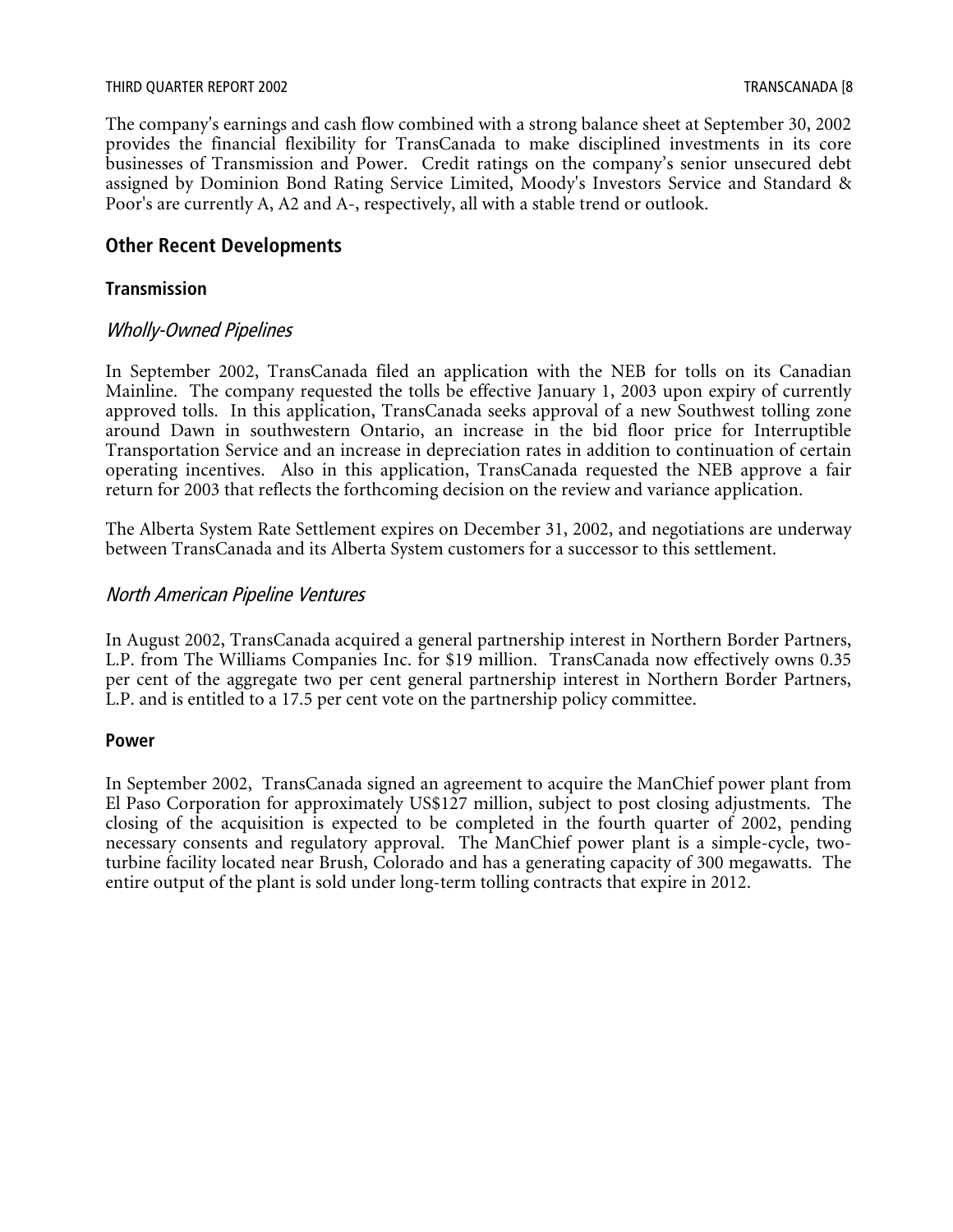The company's earnings and cash flow combined with a strong balance sheet at September 30, 2002 provides the financial flexibility for TransCanada to make disciplined investments in its core businesses of Transmission and Power. Credit ratings on the company's senior unsecured debt assigned by Dominion Bond Rating Service Limited, Moody's Investors Service and Standard & Poor's are currently A, A2 and A-, respectively, all with a stable trend or outlook.

## Other Recent Developments

### Transmission

#### *Wholly-Owned Pipelines*

In September 2002, TransCanada filed an application with the NEB for tolls on its Canadian Mainline. The company requested the tolls be effective January 1, 2003 upon expiry of currently approved tolls. In this application, TransCanada seeks approval of a new Southwest tolling zone around Dawn in southwestern Ontario, an increase in the bid floor price for Interruptible Transportation Service and an increase in depreciation rates in addition to continuation of certain operating incentives. Also in this application, TransCanada requested the NEB approve a fair return for 2003 that reflects the forthcoming decision on the review and variance application.

The Alberta System Rate Settlement expires on December 31, 2002, and negotiations are underway between TransCanada and its Alberta System customers for a successor to this settlement.

#### *North American Pipeline Ventures*

In August 2002, TransCanada acquired a general partnership interest in Northern Border Partners, L.P. from The Williams Companies Inc. for $19 million. TransCanada now effectively owns 0.35 per cent of the aggregate two per cent general partnership interest in Northern Border Partners, L.P. and is entitled to a 17.5 per cent vote on the partnership policy committee.

### Power

In September 2002, TransCanada signed an agreement to acquire the ManChief power plant from El Paso Corporation for approximately US$127 million, subject to post closing adjustments. The closing of the acquisition is expected to be completed in the fourth quarter of 2002, pending necessary consents and regulatory approval. The ManChief power plant is a simple-cycle, two-turbine facility located near Brush, Colorado and has a generating capacity of 300 megawatts. The entire output of the plant is sold under long-term tolling contracts that expire in 2012.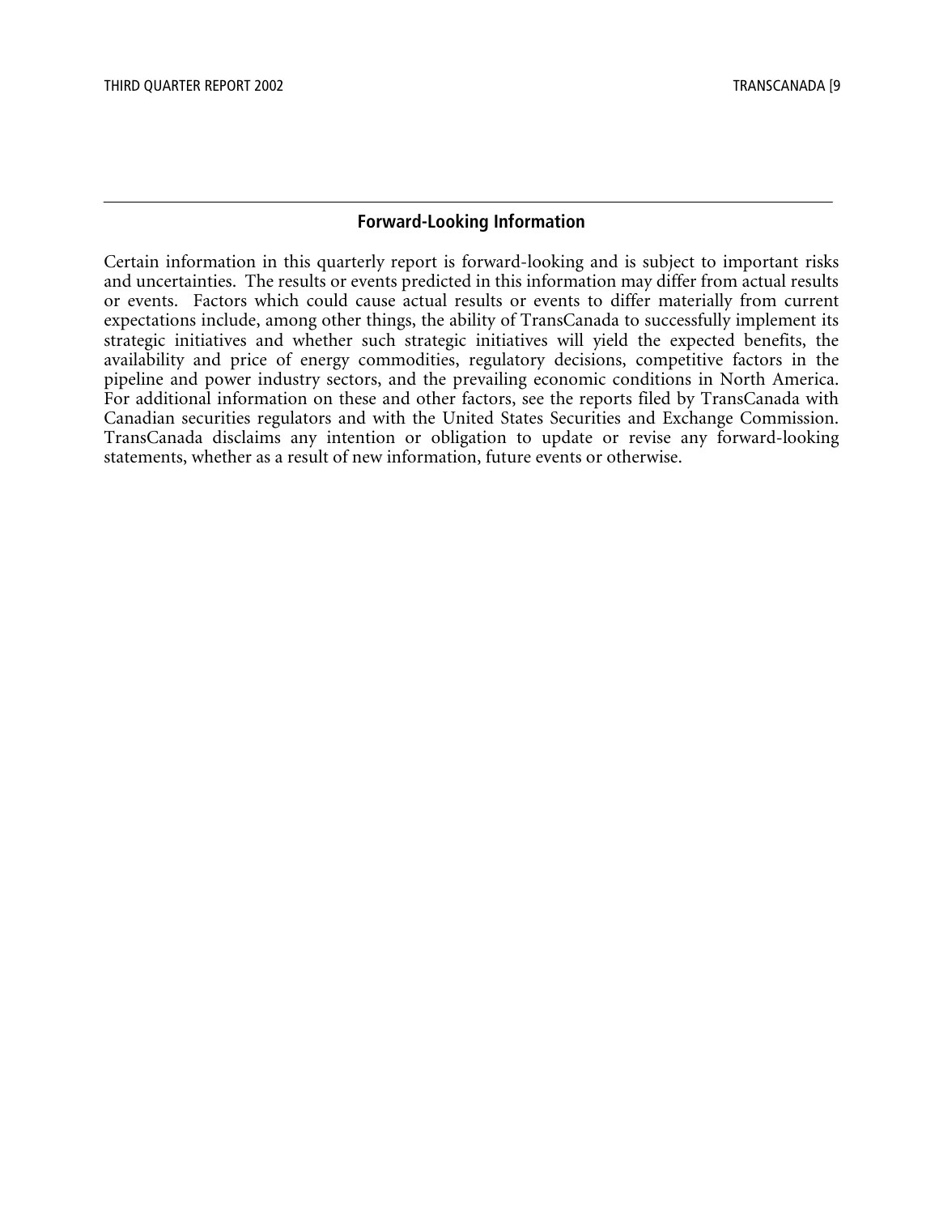## Forward-Looking Information

Certain information in this quarterly report is forward-looking and is subject to important risks and uncertainties. The results or events predicted in this information may differ from actual results or events. Factors which could cause actual results or events to differ materially from current expectations include, among other things, the ability of TransCanada to successfully implement its strategic initiatives and whether such strategic initiatives will yield the expected benefits, the availability and price of energy commodities, regulatory decisions, competitive factors in the pipeline and power industry sectors, and the prevailing economic conditions in North America. For additional information on these and other factors, see the reports filed by TransCanada with Canadian securities regulators and with the United States Securities and Exchange Commission. TransCanada disclaims any intention or obligation to update or revise any forward-looking statements, whether as a result of new information, future events or otherwise.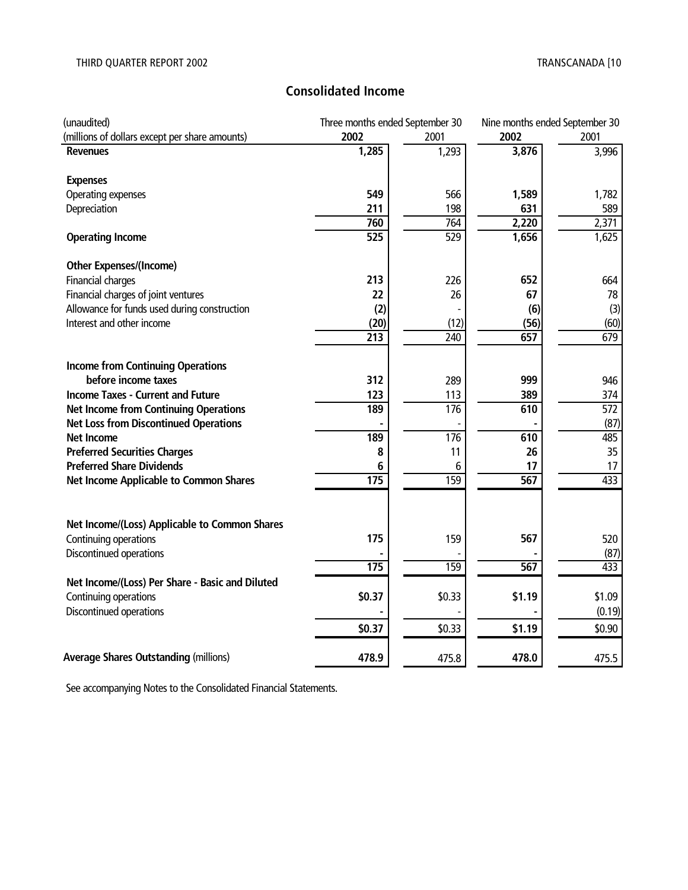## Consolidated Income

| (unaudited) | Three months ended September 30 | | Nine months ended September 30 | |
|---|---|---|---|---|
| (millions of dollars except per share amounts) | **2002** | 2001 | **2002** | 2001 |
| **Revenues** | **1,285** | 1,293 | **3,876** | 3,996 |
| | | | | |
| **Expenses** | | | | |
| Operating expenses | **549** | 566 | **1,589** | 1,782 |
| Depreciation | **211** | 198 | **631** | 589 |
| | **760** | 764 | **2,220** | 2,371 |
| **Operating Income** | **525** | 529 | **1,656** | 1,625 |
| | | | | |
| **Other Expenses/(Income)** | | | | |
| Financial charges | **213** | 226 | **652** | 664 |
| Financial charges of joint ventures | **22** | 26 | **67** | 78 |
| Allowance for funds used during construction | **(2)** | - | **(6)** | (3) |
| Interest and other income | **(20)** | (12) | **(56)** | (60) |
| | **213** | 240 | **657** | 679 |
| | | | | |
| **Income from Continuing Operations before income taxes** | **312** | 289 | **999** | 946 |
| **Income Taxes - Current and Future** | **123** | 113 | **389** | 374 |
| **Net Income from Continuing Operations** | **189** | 176 | **610** | 572 |
| **Net Loss from Discontinued Operations** | **-** | - | **-** | (87) |
| **Net Income** | **189** | 176 | **610** | 485 |
| **Preferred Securities Charges** | **8** | 11 | **26** | 35 |
| **Preferred Share Dividends** | **6** | 6 | **17** | 17 |
| **Net Income Applicable to Common Shares** | **175** | 159 | **567** | 433 |
| | | | | |
| **Net Income/(Loss) Applicable to Common Shares** | | | | |
| Continuing operations | **175** | 159 | **567** | 520 |
| Discontinued operations | **-** | - | **-** | (87) |
| | **175** | 159 | **567** | 433 |
| **Net Income/(Loss) Per Share - Basic and Diluted** | | | | |
| Continuing operations | **$0.37** | $0.33 | **$1.19** | $1.09 |
| Discontinued operations | **-** | - | **-** | (0.19) |
| | **$0.37** | $0.33 | **$1.19** | $0.90 |
| | | | | |
| **Average Shares Outstanding** (millions) | **478.9** | 475.8 | **478.0** | 475.5 |

See accompanying Notes to the Consolidated Financial Statements.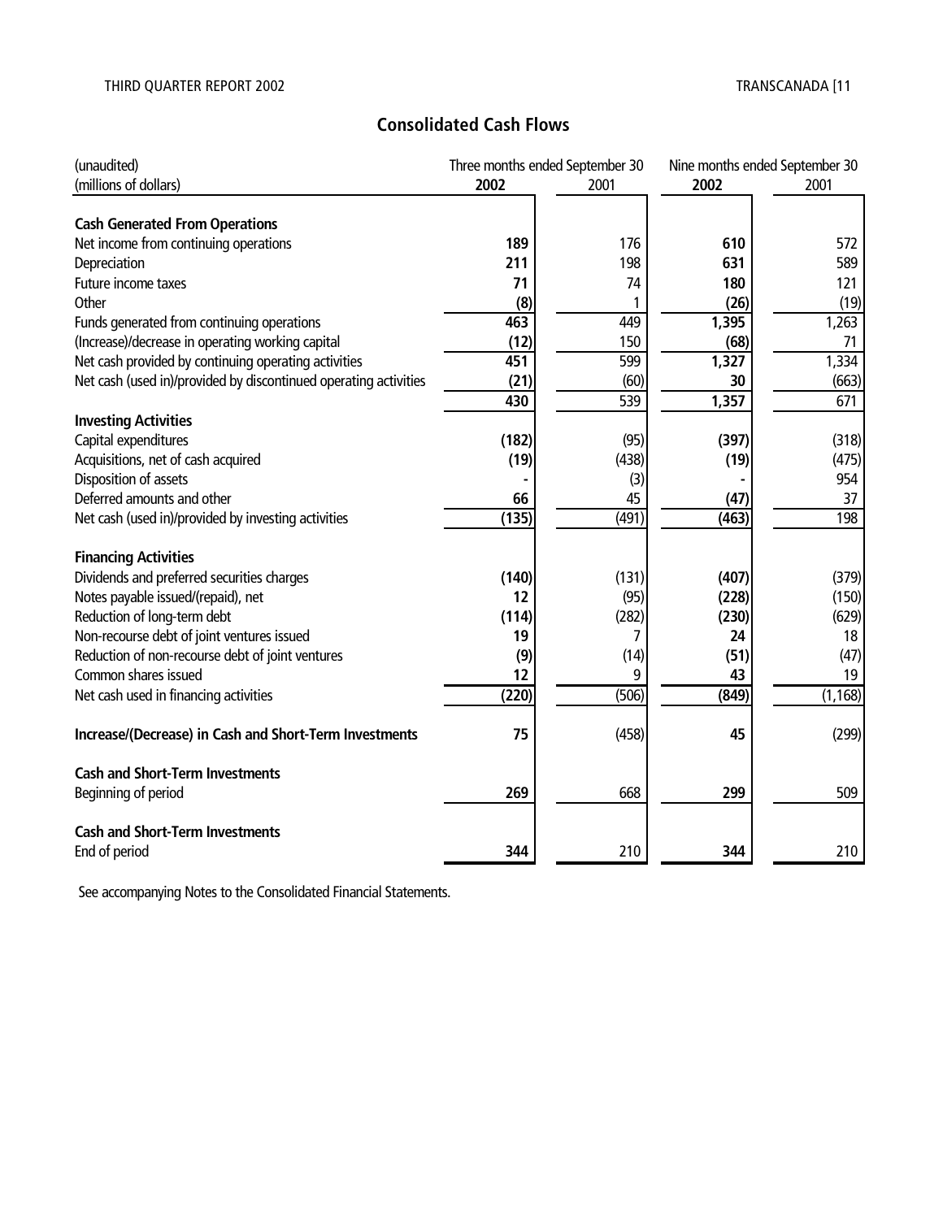## Consolidated Cash Flows

| (unaudited) | Three months ended September 30 | | Nine months ended September 30 | |
|---|---|---|---|---|
| (millions of dollars) | **2002** | 2001 | **2002** | 2001 |
| **Cash Generated From Operations** | | | | |
| Net income from continuing operations | **189** | 176 | **610** | 572 |
| Depreciation | **211** | 198 | **631** | 589 |
| Future income taxes | **71** | 74 | **180** | 121 |
| Other | **(8)** | 1 | **(26)** | (19) |
| Funds generated from continuing operations | **463** | 449 | **1,395** | 1,263 |
| (Increase)/decrease in operating working capital | **(12)** | 150 | **(68)** | 71 |
| Net cash provided by continuing operating activities | **451** | 599 | **1,327** | 1,334 |
| Net cash (used in)/provided by discontinued operating activities | **(21)** | (60) | **30** | (663) |
| | **430** | 539 | **1,357** | 671 |
| **Investing Activities** | | | | |
| Capital expenditures | **(182)** | (95) | **(397)** | (318) |
| Acquisitions, net of cash acquired | **(19)** | (438) | **(19)** | (475) |
| Disposition of assets | **-** | (3) | **-** | 954 |
| Deferred amounts and other | **66** | 45 | **(47)** | 37 |
| Net cash (used in)/provided by investing activities | **(135)** | (491) | **(463)** | 198 |
| **Financing Activities** | | | | |
| Dividends and preferred securities charges | **(140)** | (131) | **(407)** | (379) |
| Notes payable issued/(repaid), net | **12** | (95) | **(228)** | (150) |
| Reduction of long-term debt | **(114)** | (282) | **(230)** | (629) |
| Non-recourse debt of joint ventures issued | **19** | 7 | **24** | 18 |
| Reduction of non-recourse debt of joint ventures | **(9)** | (14) | **(51)** | (47) |
| Common shares issued | **12** | 9 | **43** | 19 |
| Net cash used in financing activities | **(220)** | (506) | **(849)** | (1,168) |
| **Increase/(Decrease) in Cash and Short-Term Investments** | **75** | (458) | **45** | (299) |
| **Cash and Short-Term Investments** | | | | |
| Beginning of period | **269** | 668 | **299** | 509 |
| **Cash and Short-Term Investments** | | | | |
| End of period | **344** | 210 | **344** | 210 |

See accompanying Notes to the Consolidated Financial Statements.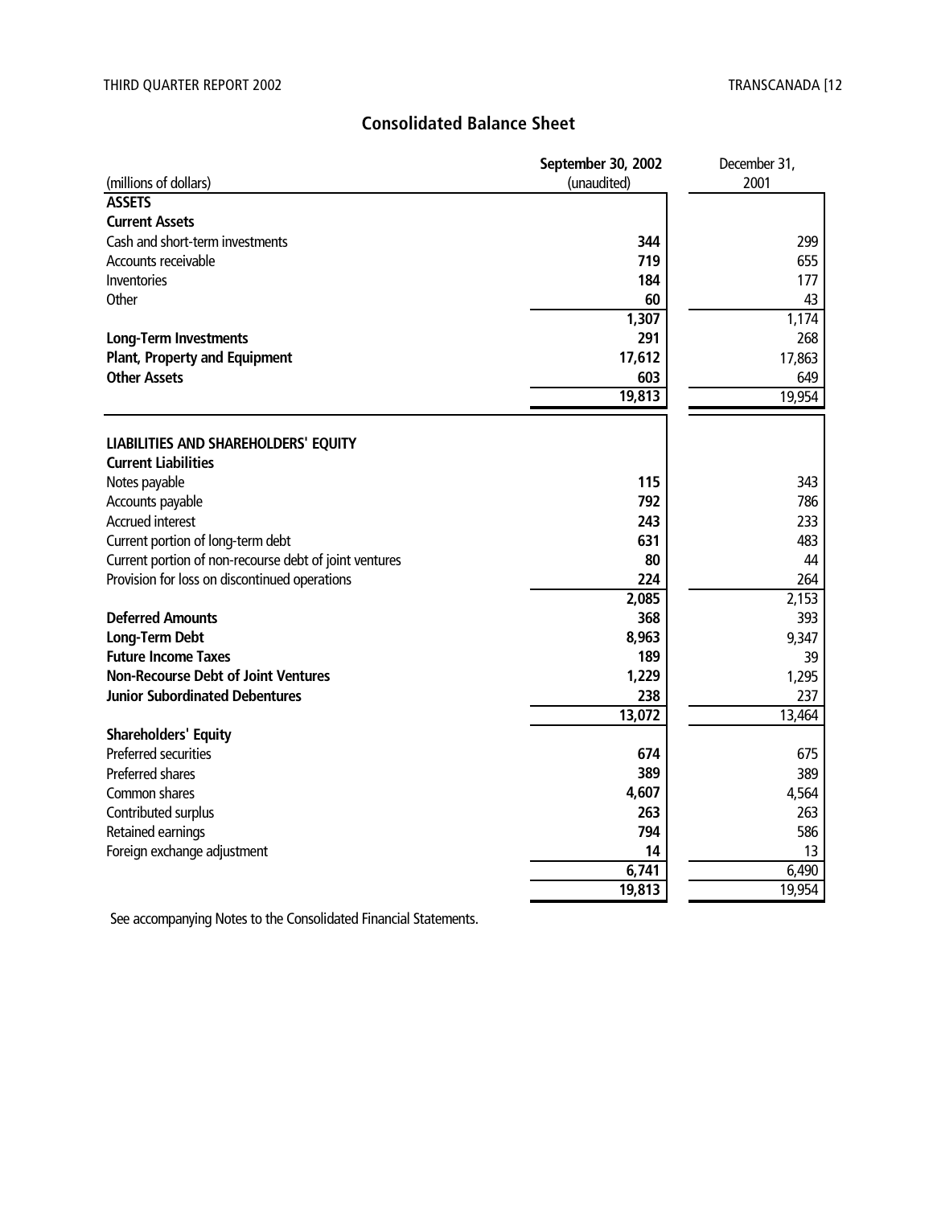## Consolidated Balance Sheet

| (millions of dollars) | September 30, 2002 (unaudited) | December 31, 2001 |
|---|---|---|
| **ASSETS** | | |
| **Current Assets** | | |
| Cash and short-term investments | **344** | 299 |
| Accounts receivable | **719** | 655 |
| Inventories | **184** | 177 |
| Other | **60** | 43 |
| | **1,307** | 1,174 |
| **Long-Term Investments** | **291** | 268 |
| **Plant, Property and Equipment** | **17,612** | 17,863 |
| **Other Assets** | **603** | 649 |
| | **19,813** | 19,954 |
| **LIABILITIES AND SHAREHOLDERS' EQUITY** | | |
| **Current Liabilities** | | |
| Notes payable | **115** | 343 |
| Accounts payable | **792** | 786 |
| Accrued interest | **243** | 233 |
| Current portion of long-term debt | **631** | 483 |
| Current portion of non-recourse debt of joint ventures | **80** | 44 |
| Provision for loss on discontinued operations | **224** | 264 |
| | **2,085** | 2,153 |
| **Deferred Amounts** | **368** | 393 |
| **Long-Term Debt** | **8,963** | 9,347 |
| **Future Income Taxes** | **189** | 39 |
| **Non-Recourse Debt of Joint Ventures** | **1,229** | 1,295 |
| **Junior Subordinated Debentures** | **238** | 237 |
| | **13,072** | 13,464 |
| **Shareholders' Equity** | | |
| Preferred securities | **674** | 675 |
| Preferred shares | **389** | 389 |
| Common shares | **4,607** | 4,564 |
| Contributed surplus | **263** | 263 |
| Retained earnings | **794** | 586 |
| Foreign exchange adjustment | **14** | 13 |
| | **6,741** | 6,490 |
| | **19,813** | 19,954 |

See accompanying Notes to the Consolidated Financial Statements.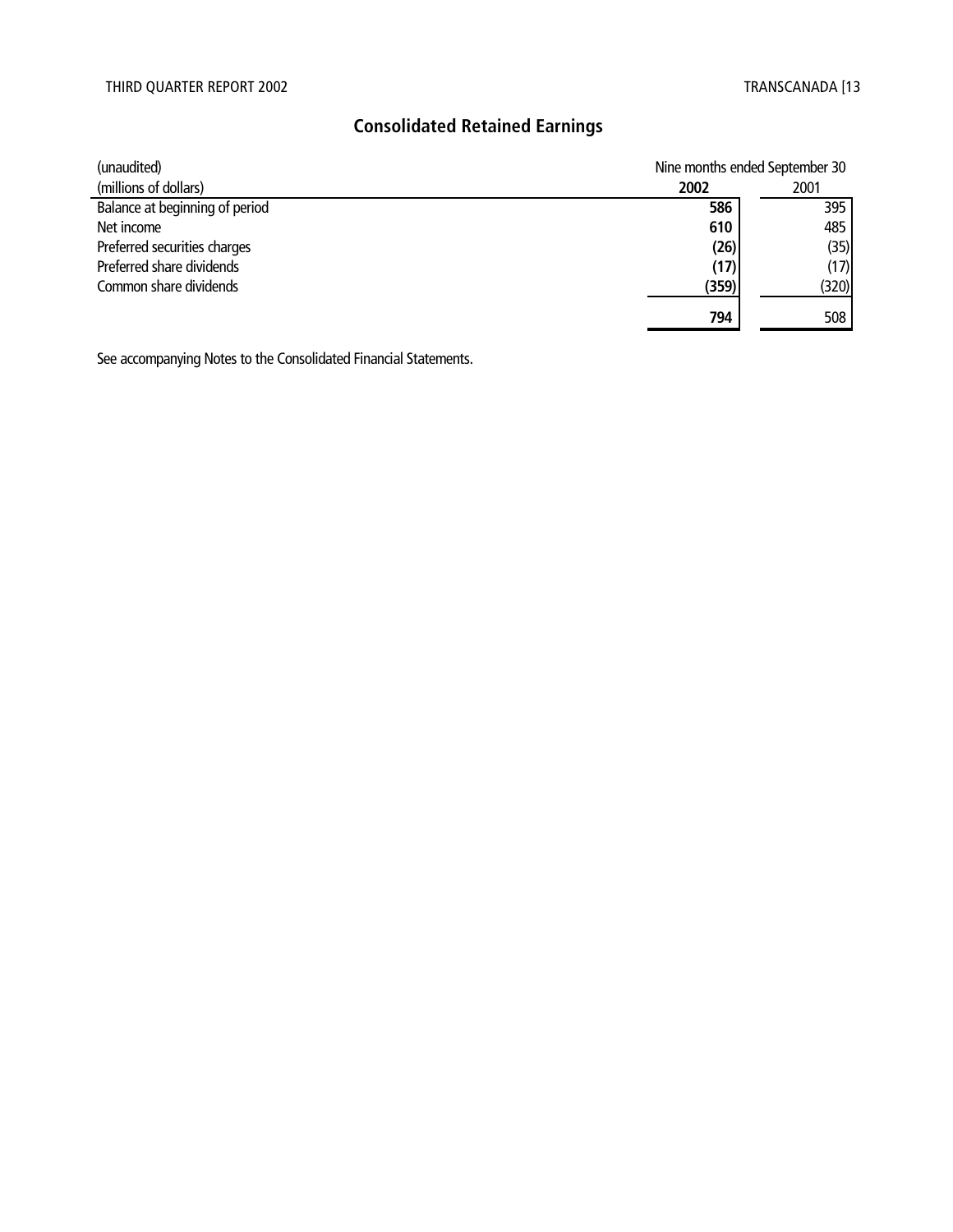## Consolidated Retained Earnings

| (unaudited) | Nine months ended September 30 | |
|---|---|---|
| (millions of dollars) | **2002** | 2001 |
| Balance at beginning of period | **586** | 395 |
| Net income | **610** | 485 |
| Preferred securities charges | **(26)** | (35) |
| Preferred share dividends | **(17)** | (17) |
| Common share dividends | **(359)** | (320) |
| | **794** | 508 |

See accompanying Notes to the Consolidated Financial Statements.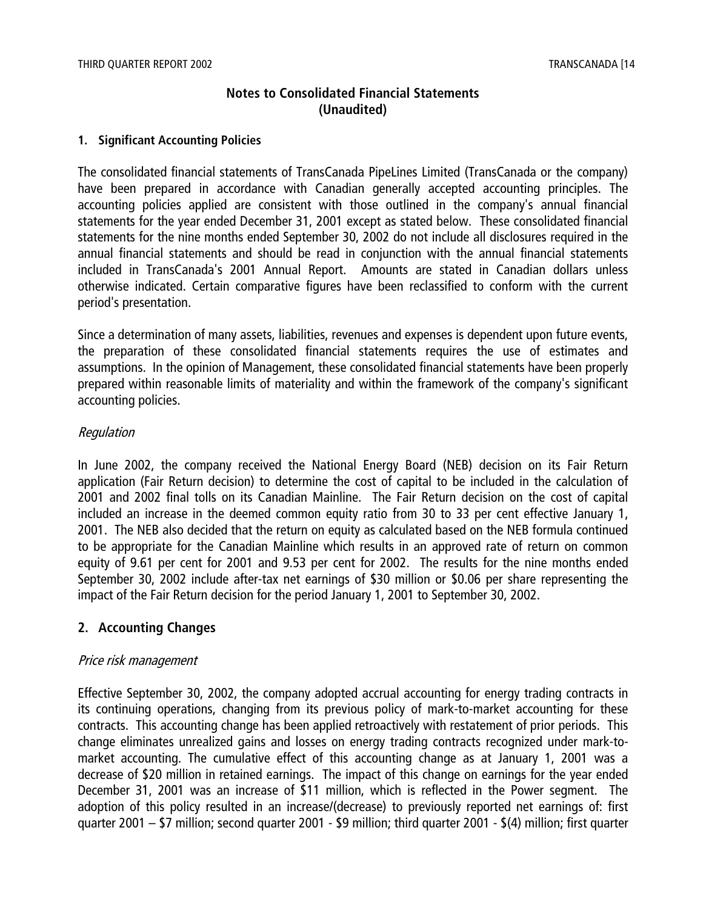## Notes to Consolidated Financial Statements (Unaudited)

### 1. Significant Accounting Policies

The consolidated financial statements of TransCanada PipeLines Limited (TransCanada or the company) have been prepared in accordance with Canadian generally accepted accounting principles. The accounting policies applied are consistent with those outlined in the company's annual financial statements for the year ended December 31, 2001 except as stated below. These consolidated financial statements for the nine months ended September 30, 2002 do not include all disclosures required in the annual financial statements and should be read in conjunction with the annual financial statements included in TransCanada's 2001 Annual Report. Amounts are stated in Canadian dollars unless otherwise indicated. Certain comparative figures have been reclassified to conform with the current period's presentation.

Since a determination of many assets, liabilities, revenues and expenses is dependent upon future events, the preparation of these consolidated financial statements requires the use of estimates and assumptions. In the opinion of Management, these consolidated financial statements have been properly prepared within reasonable limits of materiality and within the framework of the company's significant accounting policies.

*Regulation*

In June 2002, the company received the National Energy Board (NEB) decision on its Fair Return application (Fair Return decision) to determine the cost of capital to be included in the calculation of 2001 and 2002 final tolls on its Canadian Mainline. The Fair Return decision on the cost of capital included an increase in the deemed common equity ratio from 30 to 33 per cent effective January 1, 2001. The NEB also decided that the return on equity as calculated based on the NEB formula continued to be appropriate for the Canadian Mainline which results in an approved rate of return on common equity of 9.61 per cent for 2001 and 9.53 per cent for 2002. The results for the nine months ended September 30, 2002 include after-tax net earnings of $30 million or $0.06 per share representing the impact of the Fair Return decision for the period January 1, 2001 to September 30, 2002.

### 2. Accounting Changes

*Price risk management*

Effective September 30, 2002, the company adopted accrual accounting for energy trading contracts in its continuing operations, changing from its previous policy of mark-to-market accounting for these contracts. This accounting change has been applied retroactively with restatement of prior periods. This change eliminates unrealized gains and losses on energy trading contracts recognized under mark-to-market accounting. The cumulative effect of this accounting change as at January 1, 2001 was a decrease of $20 million in retained earnings. The impact of this change on earnings for the year ended December 31, 2001 was an increase of $11 million, which is reflected in the Power segment. The adoption of this policy resulted in an increase/(decrease) to previously reported net earnings of: first quarter 2001 – $7 million; second quarter 2001 - $9 million; third quarter 2001 - $(4) million; first quarter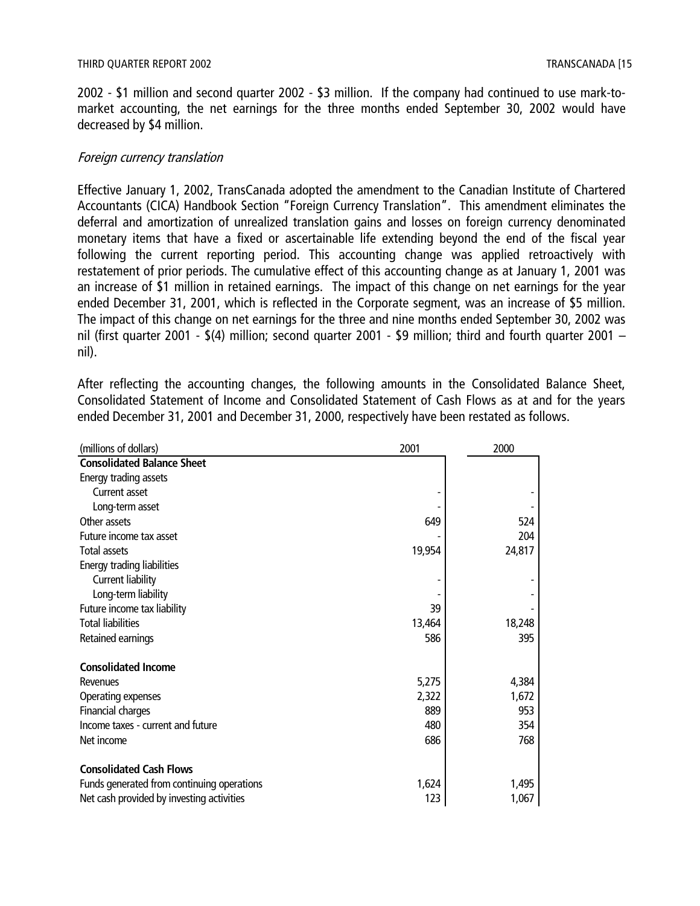2002 - $1 million and second quarter 2002 - $3 million. If the company had continued to use mark-to-market accounting, the net earnings for the three months ended September 30, 2002 would have decreased by $4 million.

*Foreign currency translation*

Effective January 1, 2002, TransCanada adopted the amendment to the Canadian Institute of Chartered Accountants (CICA) Handbook Section "Foreign Currency Translation". This amendment eliminates the deferral and amortization of unrealized translation gains and losses on foreign currency denominated monetary items that have a fixed or ascertainable life extending beyond the end of the fiscal year following the current reporting period. This accounting change was applied retroactively with restatement of prior periods. The cumulative effect of this accounting change as at January 1, 2001 was an increase of $1 million in retained earnings. The impact of this change on net earnings for the year ended December 31, 2001, which is reflected in the Corporate segment, was an increase of $5 million. The impact of this change on net earnings for the three and nine months ended September 30, 2002 was nil (first quarter 2001 - $(4) million; second quarter 2001 - $9 million; third and fourth quarter 2001 – nil).

After reflecting the accounting changes, the following amounts in the Consolidated Balance Sheet, Consolidated Statement of Income and Consolidated Statement of Cash Flows as at and for the years ended December 31, 2001 and December 31, 2000, respectively have been restated as follows.

| (millions of dollars) | 2001 | 2000 |
|---|---|---|
| **Consolidated Balance Sheet** | | |
| Energy trading assets | | |
| Current asset | - | - |
| Long-term asset | - | - |
| Other assets | 649 | 524 |
| Future income tax asset | - | 204 |
| Total assets | 19,954 | 24,817 |
| Energy trading liabilities | | |
| Current liability | - | - |
| Long-term liability | - | - |
| Future income tax liability | 39 | - |
| Total liabilities | 13,464 | 18,248 |
| Retained earnings | 586 | 395 |
| **Consolidated Income** | | |
| Revenues | 5,275 | 4,384 |
| Operating expenses | 2,322 | 1,672 |
| Financial charges | 889 | 953 |
| Income taxes - current and future | 480 | 354 |
| Net income | 686 | 768 |
| **Consolidated Cash Flows** | | |
| Funds generated from continuing operations | 1,624 | 1,495 |
| Net cash provided by investing activities | 123 | 1,067 |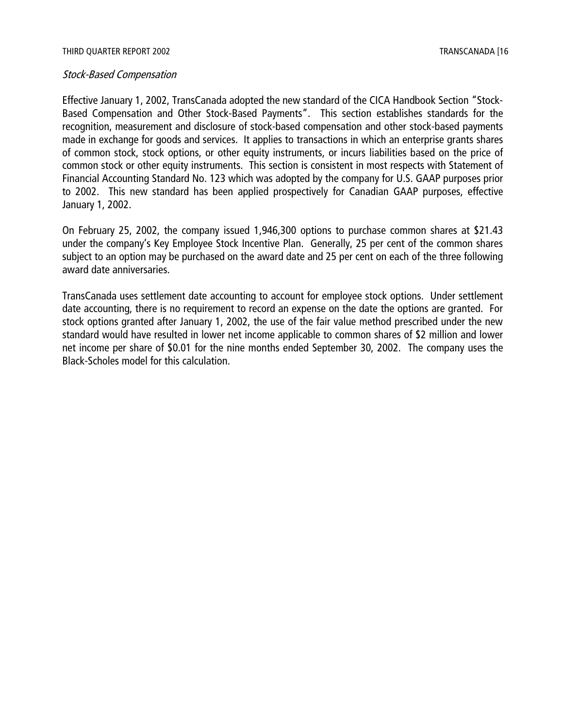*Stock-Based Compensation*

Effective January 1, 2002, TransCanada adopted the new standard of the CICA Handbook Section "Stock-Based Compensation and Other Stock-Based Payments". This section establishes standards for the recognition, measurement and disclosure of stock-based compensation and other stock-based payments made in exchange for goods and services. It applies to transactions in which an enterprise grants shares of common stock, stock options, or other equity instruments, or incurs liabilities based on the price of common stock or other equity instruments. This section is consistent in most respects with Statement of Financial Accounting Standard No. 123 which was adopted by the company for U.S. GAAP purposes prior to 2002. This new standard has been applied prospectively for Canadian GAAP purposes, effective January 1, 2002.

On February 25, 2002, the company issued 1,946,300 options to purchase common shares at $21.43 under the company's Key Employee Stock Incentive Plan. Generally, 25 per cent of the common shares subject to an option may be purchased on the award date and 25 per cent on each of the three following award date anniversaries.

TransCanada uses settlement date accounting to account for employee stock options. Under settlement date accounting, there is no requirement to record an expense on the date the options are granted. For stock options granted after January 1, 2002, the use of the fair value method prescribed under the new standard would have resulted in lower net income applicable to common shares of $2 million and lower net income per share of $0.01 for the nine months ended September 30, 2002. The company uses the Black-Scholes model for this calculation.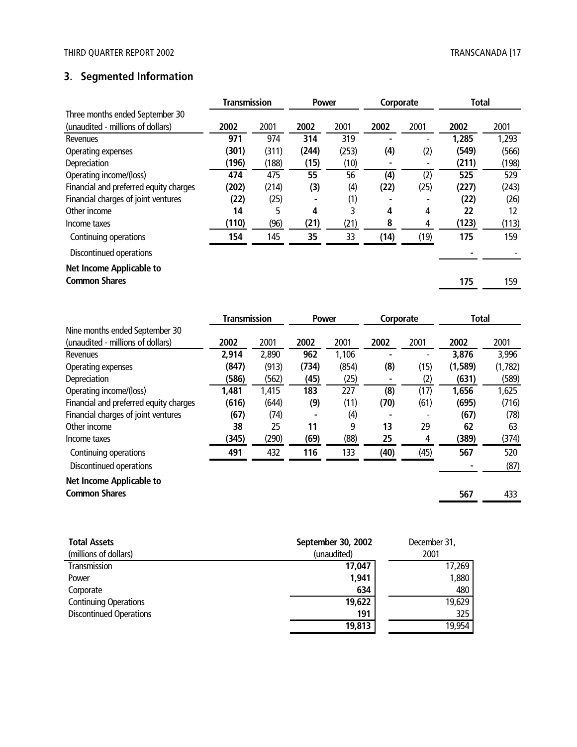## 3. Segmented Information

| Three months ended September 30 (unaudited - millions of dollars) | Transmission | | Power | | Corporate | | Total | |
|---|---|---|---|---|---|---|---|---|
| | **2002** | 2001 | **2002** | 2001 | **2002** | 2001 | **2002** | 2001 |
| Revenues | **971** | 974 | **314** | 319 | **-** | - | **1,285** | 1,293 |
| Operating expenses | **(301)** | (311) | **(244)** | (253) | **(4)** | (2) | **(549)** | (566) |
| Depreciation | **(196)** | (188) | **(15)** | (10) | **-** | - | **(211)** | (198) |
| Operating income/(loss) | **474** | 475 | **55** | 56 | **(4)** | (2) | **525** | 529 |
| Financial and preferred equity charges | **(202)** | (214) | **(3)** | (4) | **(22)** | (25) | **(227)** | (243) |
| Financial charges of joint ventures | **(22)** | (25) | **-** | (1) | **-** | - | **(22)** | (26) |
| Other income | **14** | 5 | **4** | 3 | **4** | 4 | **22** | 12 |
| Income taxes | **(110)** | (96) | **(21)** | (21) | **8** | 4 | **(123)** | (113) |
| Continuing operations | **154** | 145 | **35** | 33 | **(14)** | (19) | **175** | 159 |
| Discontinued operations | | | | | | | **-** | - |
| **Net Income Applicable to Common Shares** | | | | | | | **175** | 159 |

| Nine months ended September 30 (unaudited - millions of dollars) | Transmission | | Power | | Corporate | | Total | |
|---|---|---|---|---|---|---|---|---|
| | **2002** | 2001 | **2002** | 2001 | **2002** | 2001 | **2002** | 2001 |
| Revenues | **2,914** | 2,890 | **962** | 1,106 | **-** | - | **3,876** | 3,996 |
| Operating expenses | **(847)** | (913) | **(734)** | (854) | **(8)** | (15) | **(1,589)** | (1,782) |
| Depreciation | **(586)** | (562) | **(45)** | (25) | **-** | (2) | **(631)** | (589) |
| Operating income/(loss) | **1,481** | 1,415 | **183** | 227 | **(8)** | (17) | **1,656** | 1,625 |
| Financial and preferred equity charges | **(616)** | (644) | **(9)** | (11) | **(70)** | (61) | **(695)** | (716) |
| Financial charges of joint ventures | **(67)** | (74) | **-** | (4) | **-** | - | **(67)** | (78) |
| Other income | **38** | 25 | **11** | 9 | **13** | 29 | **62** | 63 |
| Income taxes | **(345)** | (290) | **(69)** | (88) | **25** | 4 | **(389)** | (374) |
| Continuing operations | **491** | 432 | **116** | 133 | **(40)** | (45) | **567** | 520 |
| Discontinued operations | | | | | | | **-** | (87) |
| **Net Income Applicable to Common Shares** | | | | | | | **567** | 433 |

| **Total Assets** (millions of dollars) | **September 30, 2002** (unaudited) | December 31, 2001 |
|---|---|---|
| Transmission | **17,047** | 17,269 |
| Power | **1,941** | 1,880 |
| Corporate | **634** | 480 |
| Continuing Operations | **19,622** | 19,629 |
| Discontinued Operations | **191** | 325 |
| | **19,813** | 19,954 |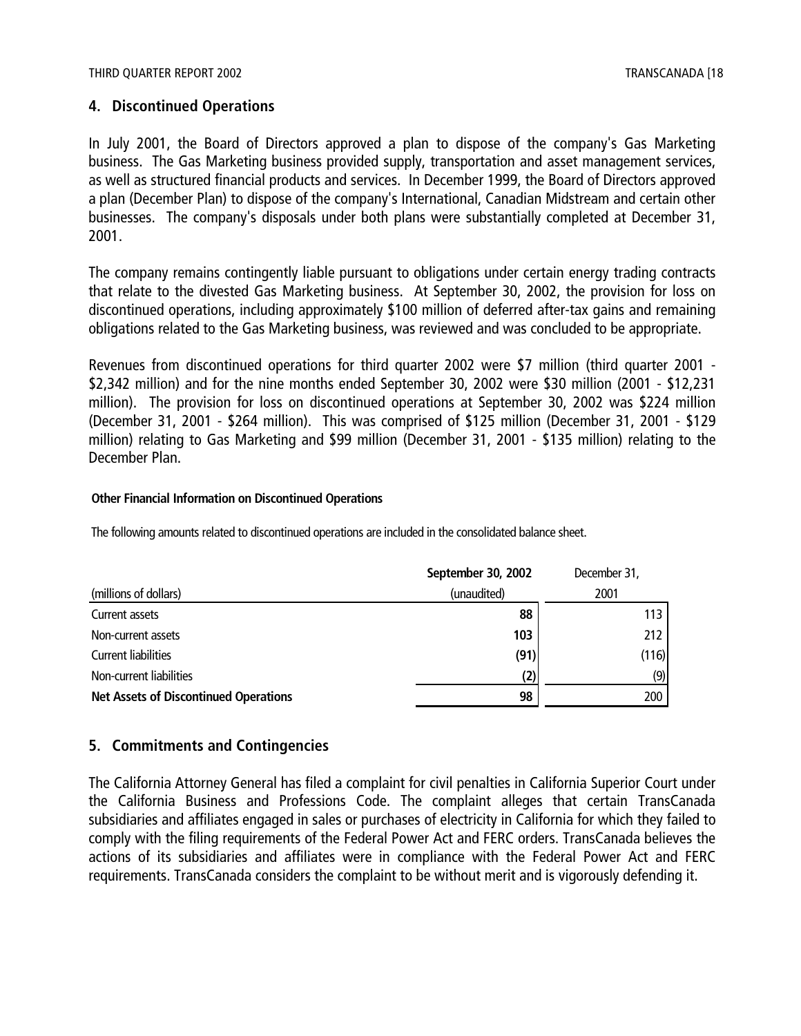## 4. Discontinued Operations

In July 2001, the Board of Directors approved a plan to dispose of the company's Gas Marketing business. The Gas Marketing business provided supply, transportation and asset management services, as well as structured financial products and services. In December 1999, the Board of Directors approved a plan (December Plan) to dispose of the company's International, Canadian Midstream and certain other businesses. The company's disposals under both plans were substantially completed at December 31, 2001.

The company remains contingently liable pursuant to obligations under certain energy trading contracts that relate to the divested Gas Marketing business. At September 30, 2002, the provision for loss on discontinued operations, including approximately $100 million of deferred after-tax gains and remaining obligations related to the Gas Marketing business, was reviewed and was concluded to be appropriate.

Revenues from discontinued operations for third quarter 2002 were $7 million (third quarter 2001 - $2,342 million) and for the nine months ended September 30, 2002 were $30 million (2001 - $12,231 million). The provision for loss on discontinued operations at September 30, 2002 was $224 million (December 31, 2001 - $264 million). This was comprised of $125 million (December 31, 2001 - $129 million) relating to Gas Marketing and $99 million (December 31, 2001 - $135 million) relating to the December Plan.

**Other Financial Information on Discontinued Operations**

The following amounts related to discontinued operations are included in the consolidated balance sheet.

| (millions of dollars) | **September 30, 2002** (unaudited) | December 31, 2001 |
|---|---|---|
| Current assets | **88** | 113 |
| Non-current assets | **103** | 212 |
| Current liabilities | **(91)** | (116) |
| Non-current liabilities | **(2)** | (9) |
| **Net Assets of Discontinued Operations** | **98** | 200 |

## 5. Commitments and Contingencies

The California Attorney General has filed a complaint for civil penalties in California Superior Court under the California Business and Professions Code. The complaint alleges that certain TransCanada subsidiaries and affiliates engaged in sales or purchases of electricity in California for which they failed to comply with the filing requirements of the Federal Power Act and FERC orders. TransCanada believes the actions of its subsidiaries and affiliates were in compliance with the Federal Power Act and FERC requirements. TransCanada considers the complaint to be without merit and is vigorously defending it.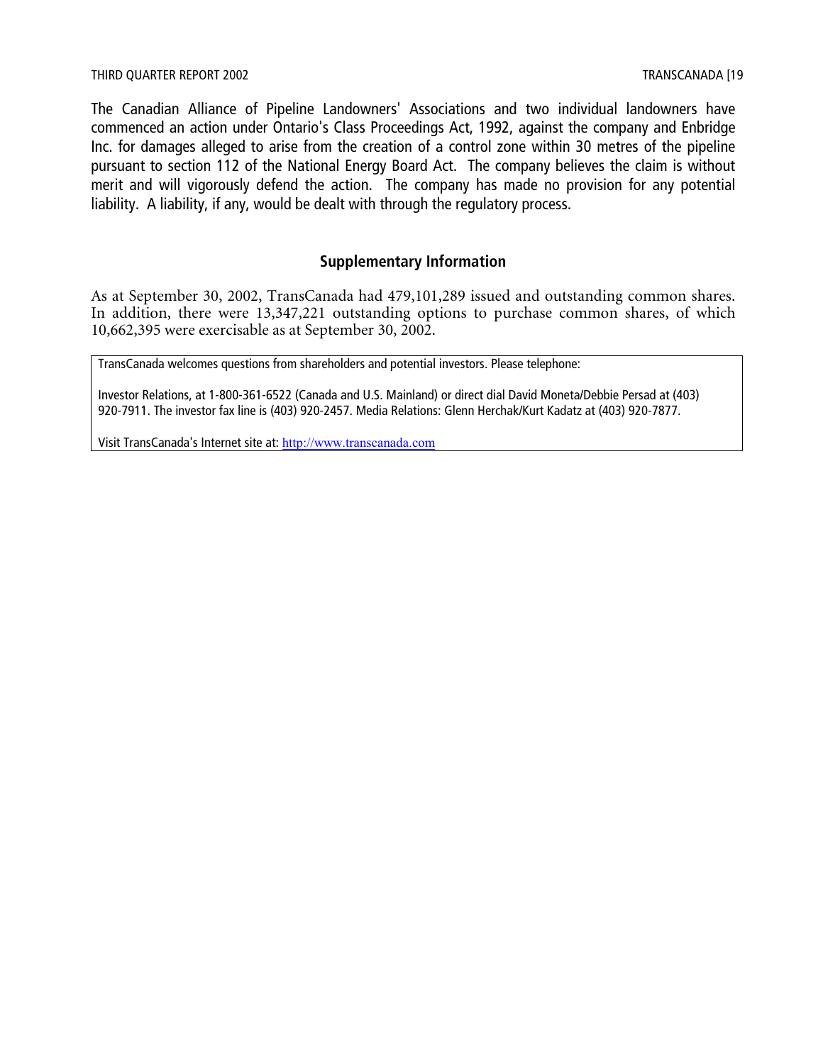The Canadian Alliance of Pipeline Landowners' Associations and two individual landowners have commenced an action under Ontario's Class Proceedings Act, 1992, against the company and Enbridge Inc. for damages alleged to arise from the creation of a control zone within 30 metres of the pipeline pursuant to section 112 of the National Energy Board Act. The company believes the claim is without merit and will vigorously defend the action. The company has made no provision for any potential liability. A liability, if any, would be dealt with through the regulatory process.

## Supplementary Information

As at September 30, 2002, TransCanada had 479,101,289 issued and outstanding common shares. In addition, there were 13,347,221 outstanding options to purchase common shares, of which 10,662,395 were exercisable as at September 30, 2002.

TransCanada welcomes questions from shareholders and potential investors. Please telephone:

Investor Relations, at 1-800-361-6522 (Canada and U.S. Mainland) or direct dial David Moneta/Debbie Persad at (403) 920-7911. The investor fax line is (403) 920-2457. Media Relations: Glenn Herchak/Kurt Kadatz at (403) 920-7877.

Visit TransCanada's Internet site at: http://www.transcanada.com